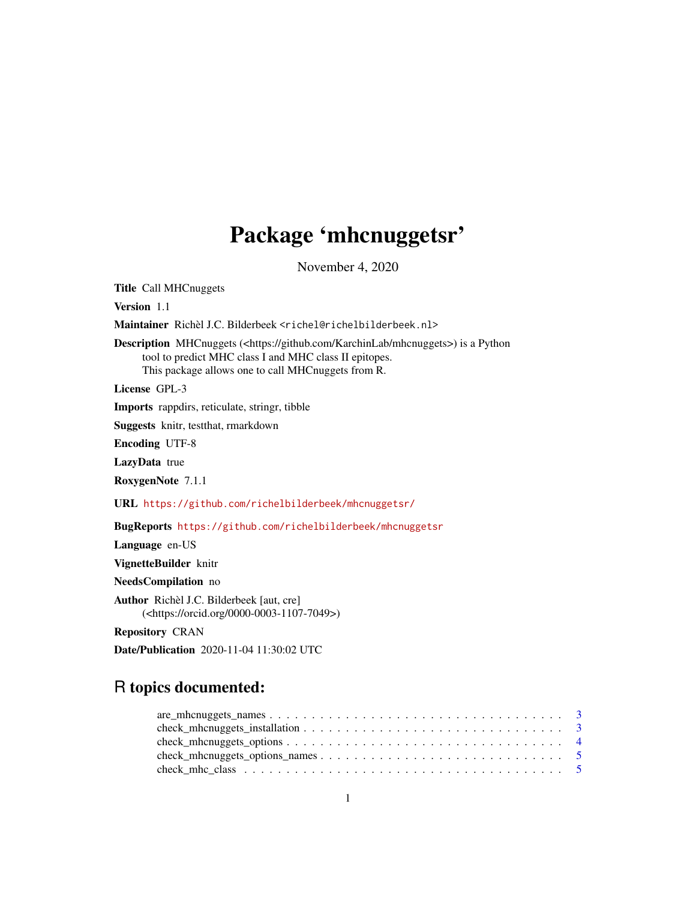# Package 'mhcnuggetsr'

November 4, 2020

**Title** Call MHCnuggets

**Version** 1.1

**Maintainer** Richèl J.C. Bilderbeek <richel@richelbilderbeek.nl>

**Description** MHCnuggets (<https://github.com/KarchinLab/mhcnuggets>) is a Python tool to predict MHC class I and MHC class II epitopes.
This package allows one to call MHCnuggets from R.

**License** GPL-3

**Imports** rappdirs, reticulate, stringr, tibble

**Suggests** knitr, testthat, rmarkdown

**Encoding** UTF-8

**LazyData** true

**RoxygenNote** 7.1.1

**URL** https://github.com/richelbilderbeek/mhcnuggetsr/

**BugReports** https://github.com/richelbilderbeek/mhcnuggetsr

**Language** en-US

**VignetteBuilder** knitr

**NeedsCompilation** no

**Author** Richèl J.C. Bilderbeek [aut, cre] (<https://orcid.org/0000-0003-1107-7049>)

**Repository** CRAN

**Date/Publication** 2020-11-04 11:30:02 UTC

## R topics documented:

- are_mhcnuggets_names . . . . . . . . . . . . . . . . . . . . . . . . . . . . . . . . . 3
- check_mhcnuggets_installation . . . . . . . . . . . . . . . . . . . . . . . . . . . . 3
- check_mhcnuggets_options . . . . . . . . . . . . . . . . . . . . . . . . . . . . . . 4
- check_mhcnuggets_options_names . . . . . . . . . . . . . . . . . . . . . . . . . . 5
- check_mhc_class . . . . . . . . . . . . . . . . . . . . . . . . . . . . . . . . . . . . 5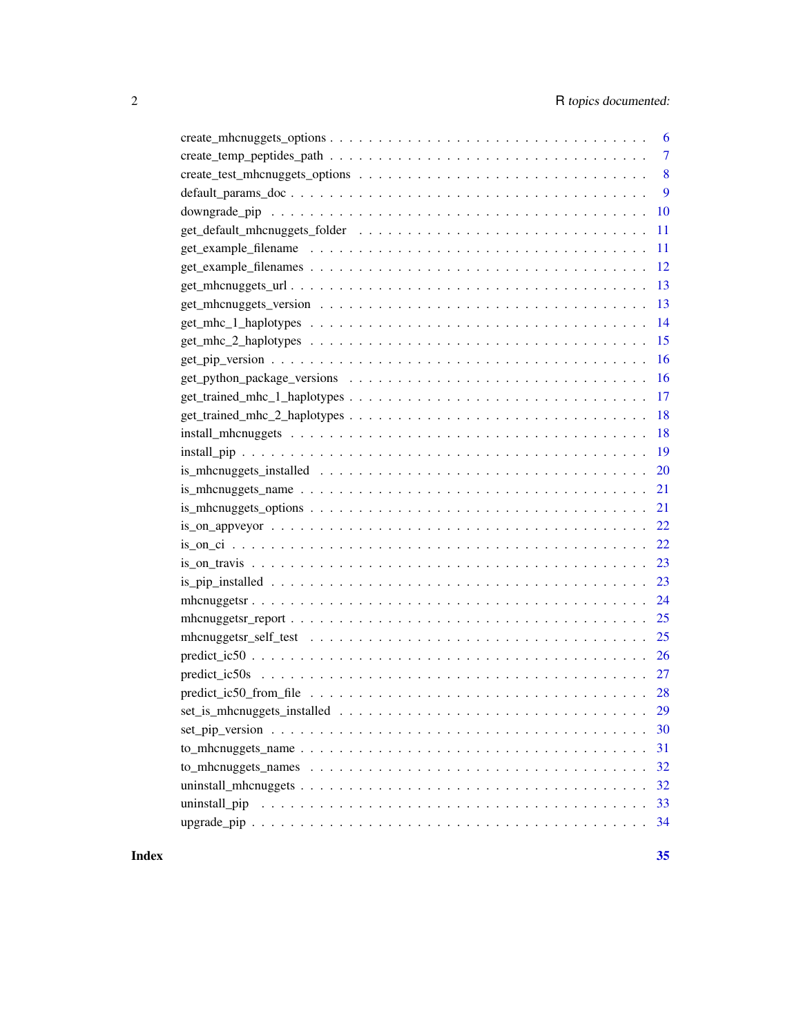create_mhcnuggets_options . . . . . . . . . . . . . . . . . . . . . . . . . . . . . . . 6
create_temp_peptides_path . . . . . . . . . . . . . . . . . . . . . . . . . . . . . . . 7
create_test_mhcnuggets_options . . . . . . . . . . . . . . . . . . . . . . . . . . . . 8
default_params_doc . . . . . . . . . . . . . . . . . . . . . . . . . . . . . . . . . . 9
downgrade_pip . . . . . . . . . . . . . . . . . . . . . . . . . . . . . . . . . . . . 10
get_default_mhcnuggets_folder . . . . . . . . . . . . . . . . . . . . . . . . . . . . 11
get_example_filename . . . . . . . . . . . . . . . . . . . . . . . . . . . . . . . . 11
get_example_filenames . . . . . . . . . . . . . . . . . . . . . . . . . . . . . . . . 12
get_mhcnuggets_url . . . . . . . . . . . . . . . . . . . . . . . . . . . . . . . . . 13
get_mhcnuggets_version . . . . . . . . . . . . . . . . . . . . . . . . . . . . . . . 13
get_mhc_1_haplotypes . . . . . . . . . . . . . . . . . . . . . . . . . . . . . . . . 14
get_mhc_2_haplotypes . . . . . . . . . . . . . . . . . . . . . . . . . . . . . . . . 15
get_pip_version . . . . . . . . . . . . . . . . . . . . . . . . . . . . . . . . . . . 16
get_python_package_versions . . . . . . . . . . . . . . . . . . . . . . . . . . . . . 16
get_trained_mhc_1_haplotypes . . . . . . . . . . . . . . . . . . . . . . . . . . . . 17
get_trained_mhc_2_haplotypes . . . . . . . . . . . . . . . . . . . . . . . . . . . . 18
install_mhcnuggets . . . . . . . . . . . . . . . . . . . . . . . . . . . . . . . . . 18
install_pip . . . . . . . . . . . . . . . . . . . . . . . . . . . . . . . . . . . . . 19
is_mhcnuggets_installed . . . . . . . . . . . . . . . . . . . . . . . . . . . . . . . 20
is_mhcnuggets_name . . . . . . . . . . . . . . . . . . . . . . . . . . . . . . . . . 21
is_mhcnuggets_options . . . . . . . . . . . . . . . . . . . . . . . . . . . . . . . . 21
is_on_appveyor . . . . . . . . . . . . . . . . . . . . . . . . . . . . . . . . . . . 22
is_on_ci . . . . . . . . . . . . . . . . . . . . . . . . . . . . . . . . . . . . . . 22
is_on_travis . . . . . . . . . . . . . . . . . . . . . . . . . . . . . . . . . . . . 23
is_pip_installed . . . . . . . . . . . . . . . . . . . . . . . . . . . . . . . . . . 23
mhcnuggetsr . . . . . . . . . . . . . . . . . . . . . . . . . . . . . . . . . . . . 24
mhcnuggetsr_report . . . . . . . . . . . . . . . . . . . . . . . . . . . . . . . . . 25
mhcnuggetsr_self_test . . . . . . . . . . . . . . . . . . . . . . . . . . . . . . . . 25
predict_ic50 . . . . . . . . . . . . . . . . . . . . . . . . . . . . . . . . . . . . 26
predict_ic50s . . . . . . . . . . . . . . . . . . . . . . . . . . . . . . . . . . . . 27
predict_ic50_from_file . . . . . . . . . . . . . . . . . . . . . . . . . . . . . . . . 28
set_is_mhcnuggets_installed . . . . . . . . . . . . . . . . . . . . . . . . . . . . . 29
set_pip_version . . . . . . . . . . . . . . . . . . . . . . . . . . . . . . . . . . . 30
to_mhcnuggets_name . . . . . . . . . . . . . . . . . . . . . . . . . . . . . . . . . 31
to_mhcnuggets_names . . . . . . . . . . . . . . . . . . . . . . . . . . . . . . . . 32
uninstall_mhcnuggets . . . . . . . . . . . . . . . . . . . . . . . . . . . . . . . . 32
uninstall_pip . . . . . . . . . . . . . . . . . . . . . . . . . . . . . . . . . . . . 33
upgrade_pip . . . . . . . . . . . . . . . . . . . . . . . . . . . . . . . . . . . . 34

**Index** **35**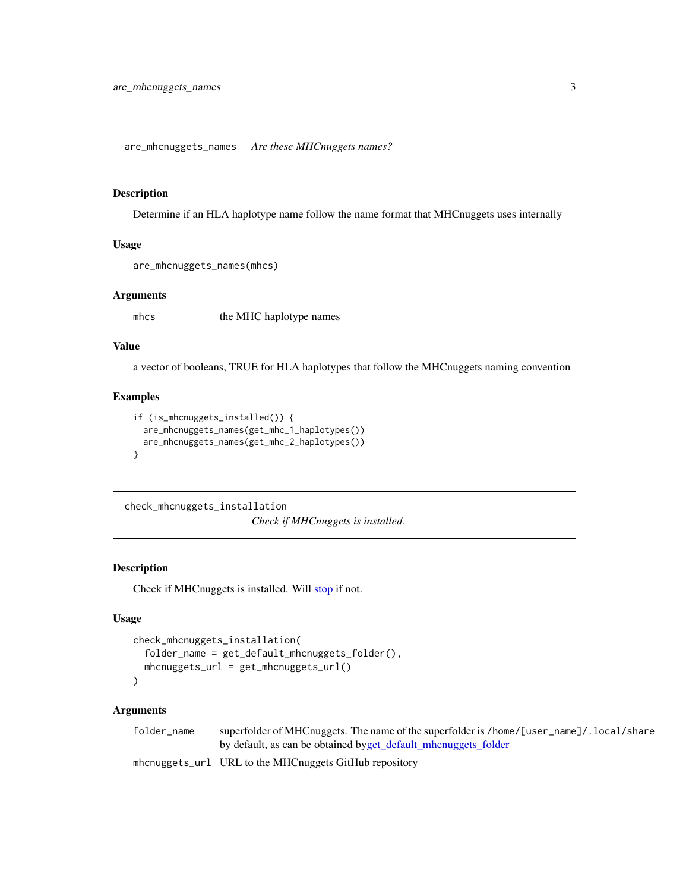## are_mhcnuggets_names *Are these MHCnuggets names?*

### Description

Determine if an HLA haplotype name follow the name format that MHCnuggets uses internally

### Usage

```
are_mhcnuggets_names(mhcs)
```

### Arguments

| | |
|---|---|
| mhcs | the MHC haplotype names |

### Value

a vector of booleans, TRUE for HLA haplotypes that follow the MHCnuggets naming convention

### Examples

```
if (is_mhcnuggets_installed()) {
  are_mhcnuggets_names(get_mhc_1_haplotypes())
  are_mhcnuggets_names(get_mhc_2_haplotypes())
}
```

## check_mhcnuggets_installation *Check if MHCnuggets is installed.*

### Description

Check if MHCnuggets is installed. Will stop if not.

### Usage

```
check_mhcnuggets_installation(
  folder_name = get_default_mhcnuggets_folder(),
  mhcnuggets_url = get_mhcnuggets_url()
)
```

### Arguments

| | |
|---|---|
| folder_name | superfolder of MHCnuggets. The name of the superfolder is /home/[user_name]/.local/share by default, as can be obtained byget_default_mhcnuggets_folder |
| mhcnuggets_url | URL to the MHCnuggets GitHub repository |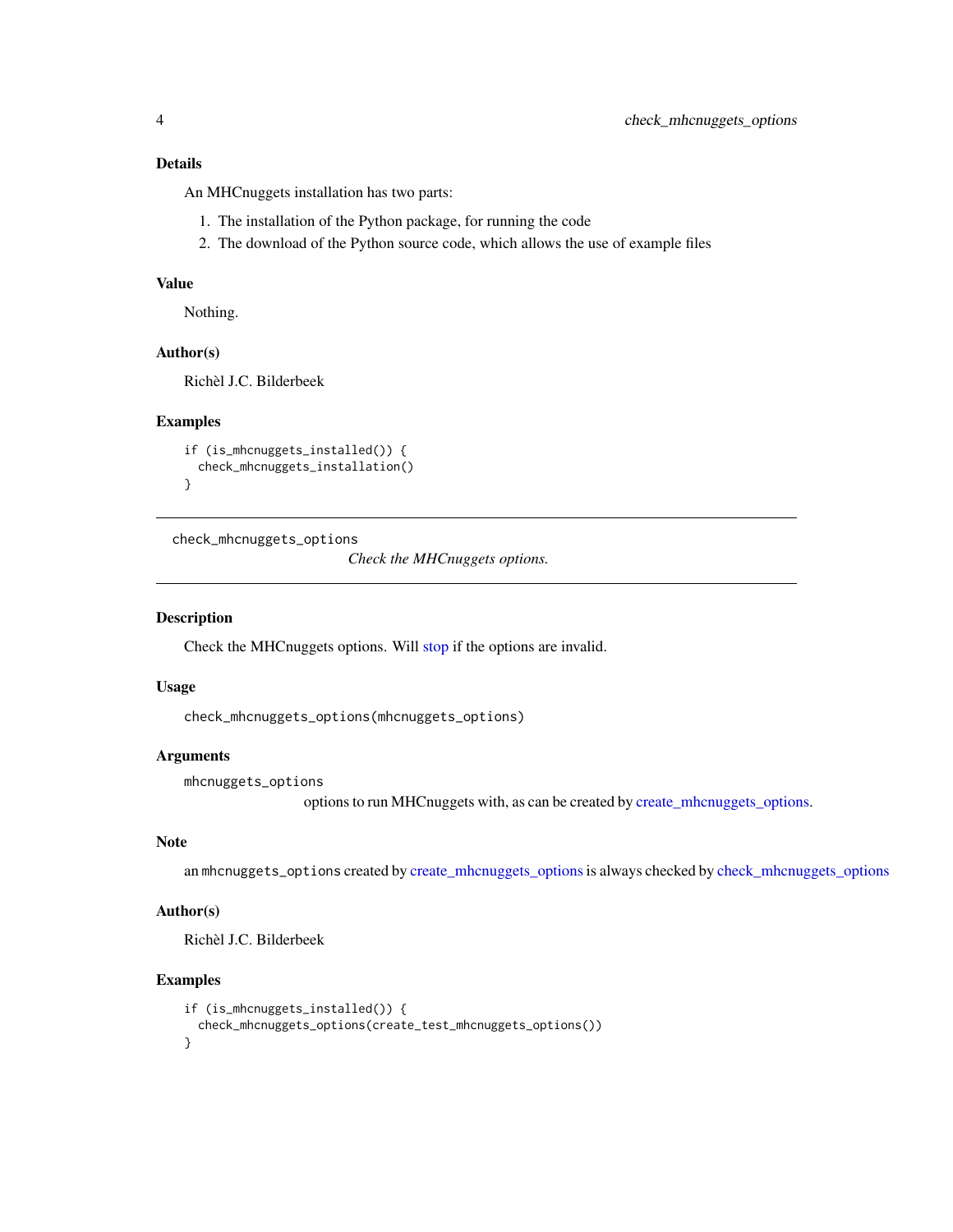### Details

An MHCnuggets installation has two parts:

1. The installation of the Python package, for running the code
2. The download of the Python source code, which allows the use of example files

### Value

Nothing.

### Author(s)

Richèl J.C. Bilderbeek

### Examples

```
if (is_mhcnuggets_installed()) {
  check_mhcnuggets_installation()
}
```

---

## check_mhcnuggets_options    *Check the MHCnuggets options.*

---

### Description

Check the MHCnuggets options. Will stop if the options are invalid.

### Usage

```
check_mhcnuggets_options(mhcnuggets_options)
```

### Arguments

`mhcnuggets_options`
options to run MHCnuggets with, as can be created by create_mhcnuggets_options.

### Note

an `mhcnuggets_options` created by create_mhcnuggets_options is always checked by check_mhcnuggets_options

### Author(s)

Richèl J.C. Bilderbeek

### Examples

```
if (is_mhcnuggets_installed()) {
  check_mhcnuggets_options(create_test_mhcnuggets_options())
}
```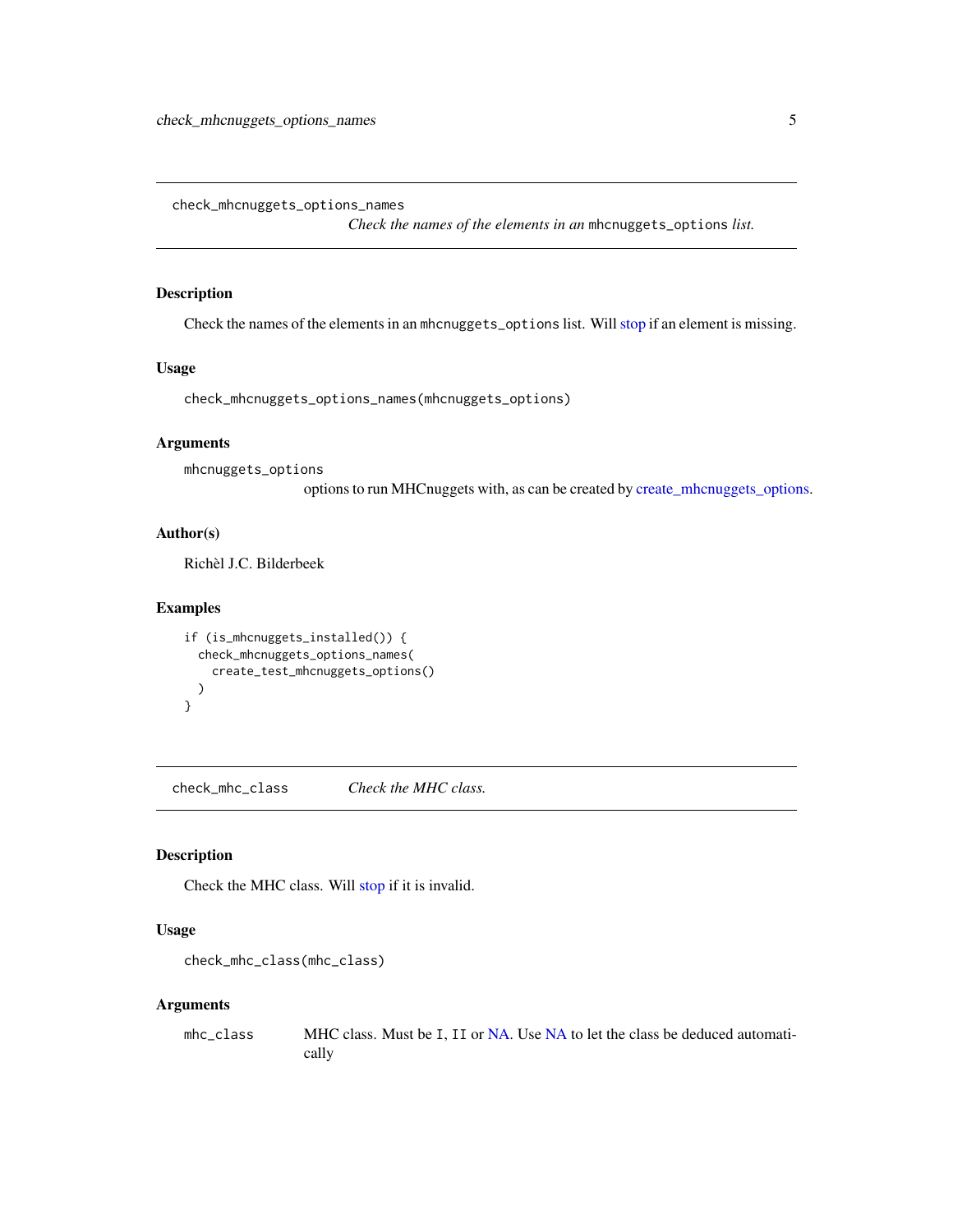## check_mhcnuggets_options_names

*Check the names of the elements in an* `mhcnuggets_options` *list.*

### Description

Check the names of the elements in an `mhcnuggets_options` list. Will stop if an element is missing.

### Usage

```
check_mhcnuggets_options_names(mhcnuggets_options)
```

### Arguments

`mhcnuggets_options`
options to run MHCnuggets with, as can be created by create_mhcnuggets_options.

### Author(s)

Richèl J.C. Bilderbeek

### Examples

```
if (is_mhcnuggets_installed()) {
  check_mhcnuggets_options_names(
    create_test_mhcnuggets_options()
  )
}
```

## check_mhc_class

*Check the MHC class.*

### Description

Check the MHC class. Will stop if it is invalid.

### Usage

```
check_mhc_class(mhc_class)
```

### Arguments

`mhc_class` MHC class. Must be `I`, `II` or NA. Use NA to let the class be deduced automatically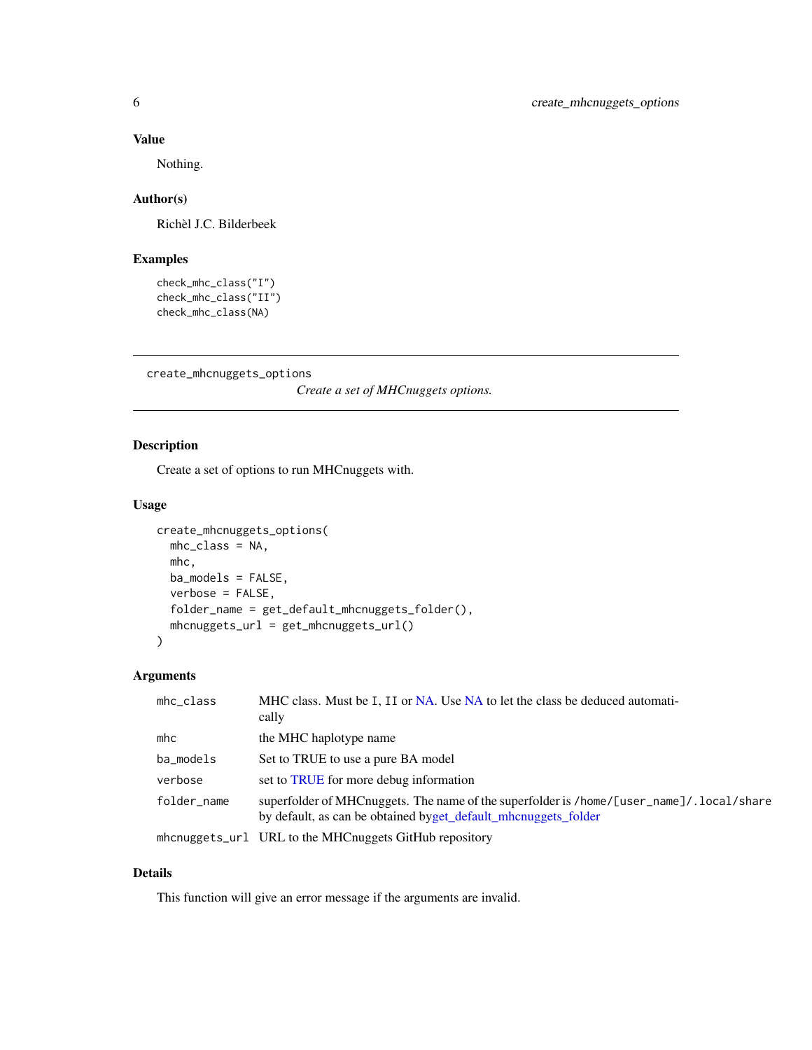## Value

Nothing.

## Author(s)

Richèl J.C. Bilderbeek

## Examples

```
check_mhc_class("I")
check_mhc_class("II")
check_mhc_class(NA)
```

---

# create_mhcnuggets_options

*Create a set of MHCnuggets options.*

---

## Description

Create a set of options to run MHCnuggets with.

## Usage

```
create_mhcnuggets_options(
  mhc_class = NA,
  mhc,
  ba_models = FALSE,
  verbose = FALSE,
  folder_name = get_default_mhcnuggets_folder(),
  mhcnuggets_url = get_mhcnuggets_url()
)
```

## Arguments

| | |
|---|---|
| `mhc_class` | MHC class. Must be `I`, `II` or NA. Use NA to let the class be deduced automatically |
| `mhc` | the MHC haplotype name |
| `ba_models` | Set to TRUE to use a pure BA model |
| `verbose` | set to TRUE for more debug information |
| `folder_name` | superfolder of MHCnuggets. The name of the superfolder is `/home/[user_name]/.local/share` by default, as can be obtained byget_default_mhcnuggets_folder |
| `mhcnuggets_url` | URL to the MHCnuggets GitHub repository |

## Details

This function will give an error message if the arguments are invalid.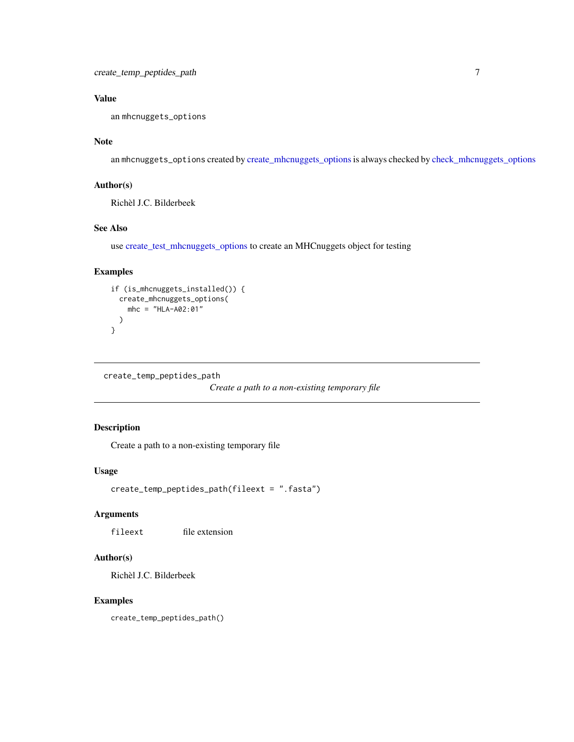### Value

an `mhcnuggets_options`

### Note

an `mhcnuggets_options` created by create_mhcnuggets_options is always checked by check_mhcnuggets_options

### Author(s)

Richèl J.C. Bilderbeek

### See Also

use create_test_mhcnuggets_options to create an MHCnuggets object for testing

### Examples

```
if (is_mhcnuggets_installed()) {
  create_mhcnuggets_options(
    mhc = "HLA-A02:01"
  )
}
```

---

## create_temp_peptides_path

*Create a path to a non-existing temporary file*

---

### Description

Create a path to a non-existing temporary file

### Usage

```
create_temp_peptides_path(fileext = ".fasta")
```

### Arguments

`fileext` file extension

### Author(s)

Richèl J.C. Bilderbeek

### Examples

```
create_temp_peptides_path()
```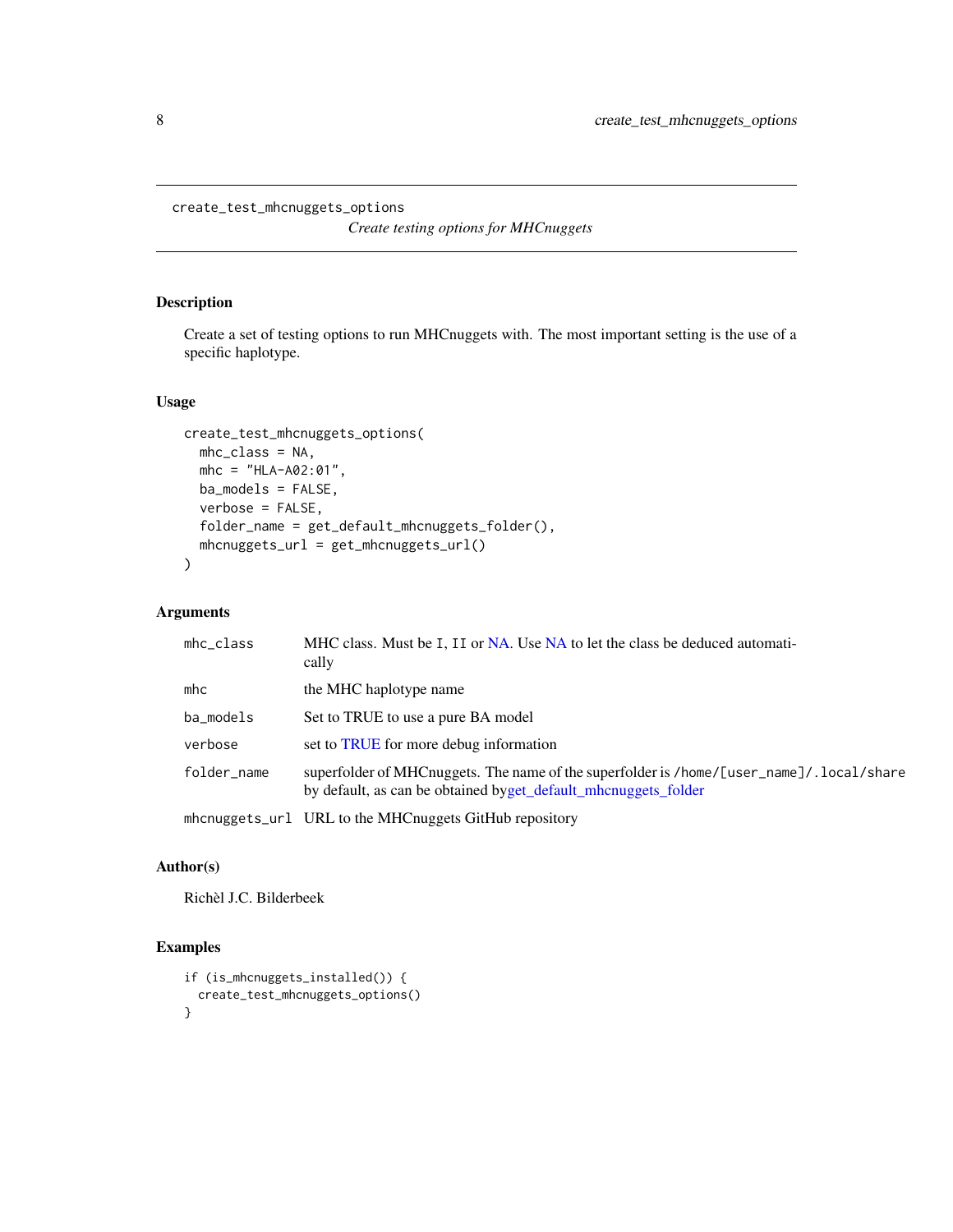`create_test_mhcnuggets_options` *Create testing options for MHCnuggets*

### Description

Create a set of testing options to run MHCnuggets with. The most important setting is the use of a specific haplotype.

### Usage

```
create_test_mhcnuggets_options(
  mhc_class = NA,
  mhc = "HLA-A02:01",
  ba_models = FALSE,
  verbose = FALSE,
  folder_name = get_default_mhcnuggets_folder(),
  mhcnuggets_url = get_mhcnuggets_url()
)
```

### Arguments

| | |
|---|---|
| `mhc_class` | MHC class. Must be `I`, `II` or NA. Use NA to let the class be deduced automatically |
| `mhc` | the MHC haplotype name |
| `ba_models` | Set to TRUE to use a pure BA model |
| `verbose` | set to TRUE for more debug information |
| `folder_name` | superfolder of MHCnuggets. The name of the superfolder is `/home/[user_name]/.local/share` by default, as can be obtained byget_default_mhcnuggets_folder |
| `mhcnuggets_url` | URL to the MHCnuggets GitHub repository |

### Author(s)

Richèl J.C. Bilderbeek

### Examples

```
if (is_mhcnuggets_installed()) {
  create_test_mhcnuggets_options()
}
```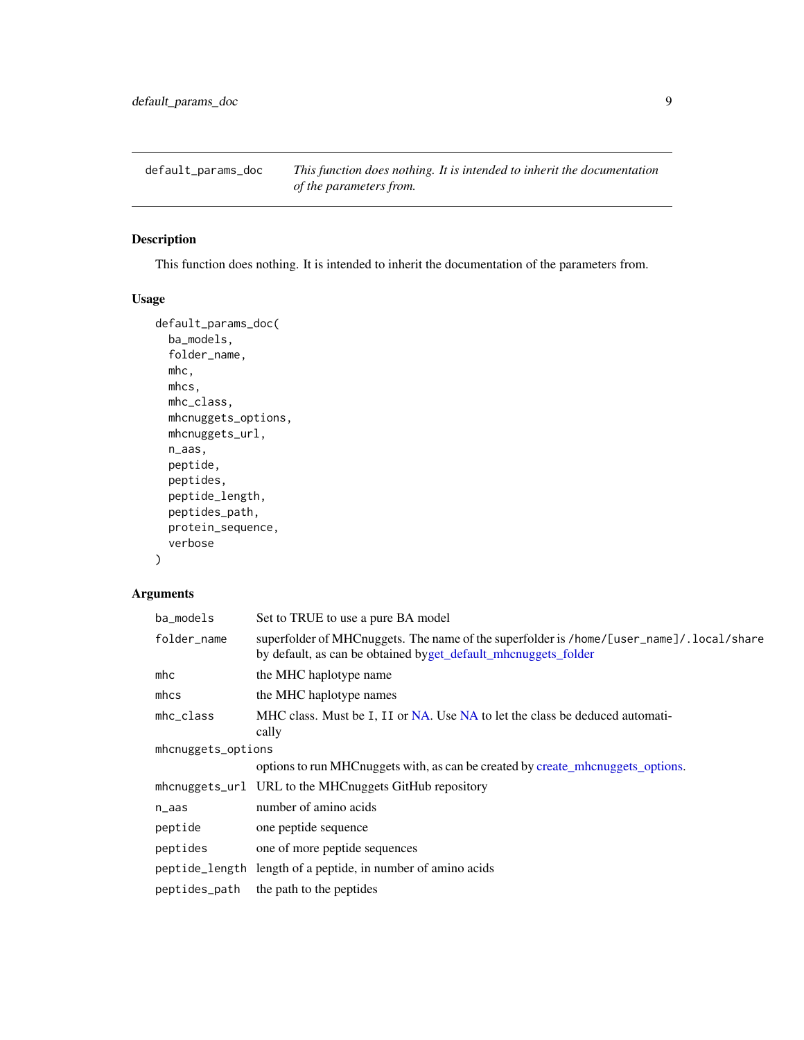default_params_doc — *This function does nothing. It is intended to inherit the documentation of the parameters from.*

## Description

This function does nothing. It is intended to inherit the documentation of the parameters from.

## Usage

```
default_params_doc(
  ba_models,
  folder_name,
  mhc,
  mhcs,
  mhc_class,
  mhcnuggets_options,
  mhcnuggets_url,
  n_aas,
  peptide,
  peptides,
  peptide_length,
  peptides_path,
  protein_sequence,
  verbose
)
```

## Arguments

| | |
|---|---|
| `ba_models` | Set to TRUE to use a pure BA model |
| `folder_name` | superfolder of MHCnuggets. The name of the superfolder is `/home/[user_name]/.local/share` by default, as can be obtained byget_default_mhcnuggets_folder |
| `mhc` | the MHC haplotype name |
| `mhcs` | the MHC haplotype names |
| `mhc_class` | MHC class. Must be `I`, `II` or NA. Use NA to let the class be deduced automatically |
| `mhcnuggets_options` | options to run MHCnuggets with, as can be created by create_mhcnuggets_options. |
| `mhcnuggets_url` | URL to the MHCnuggets GitHub repository |
| `n_aas` | number of amino acids |
| `peptide` | one peptide sequence |
| `peptides` | one of more peptide sequences |
| `peptide_length` | length of a peptide, in number of amino acids |
| `peptides_path` | the path to the peptides |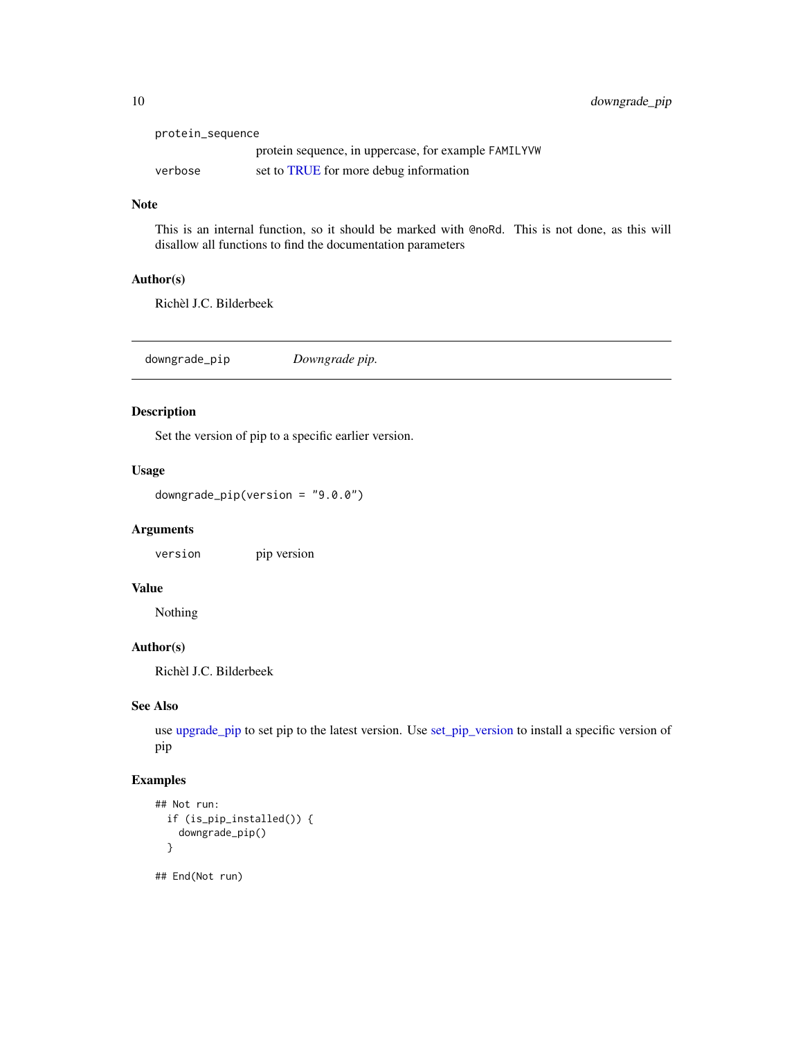| | |
|---|---|
| protein_sequence | protein sequence, in uppercase, for example FAMILYVW |
| verbose | set to TRUE for more debug information |

### Note

This is an internal function, so it should be marked with @noRd. This is not done, as this will disallow all functions to find the documentation parameters

### Author(s)

Richèl J.C. Bilderbeek

---

## downgrade_pip    *Downgrade pip.*

---

### Description

Set the version of pip to a specific earlier version.

### Usage

```
downgrade_pip(version = "9.0.0")
```

### Arguments

| | |
|---|---|
| version | pip version |

### Value

Nothing

### Author(s)

Richèl J.C. Bilderbeek

### See Also

use upgrade_pip to set pip to the latest version. Use set_pip_version to install a specific version of pip

### Examples

```
## Not run:
  if (is_pip_installed()) {
    downgrade_pip()
  }

## End(Not run)
```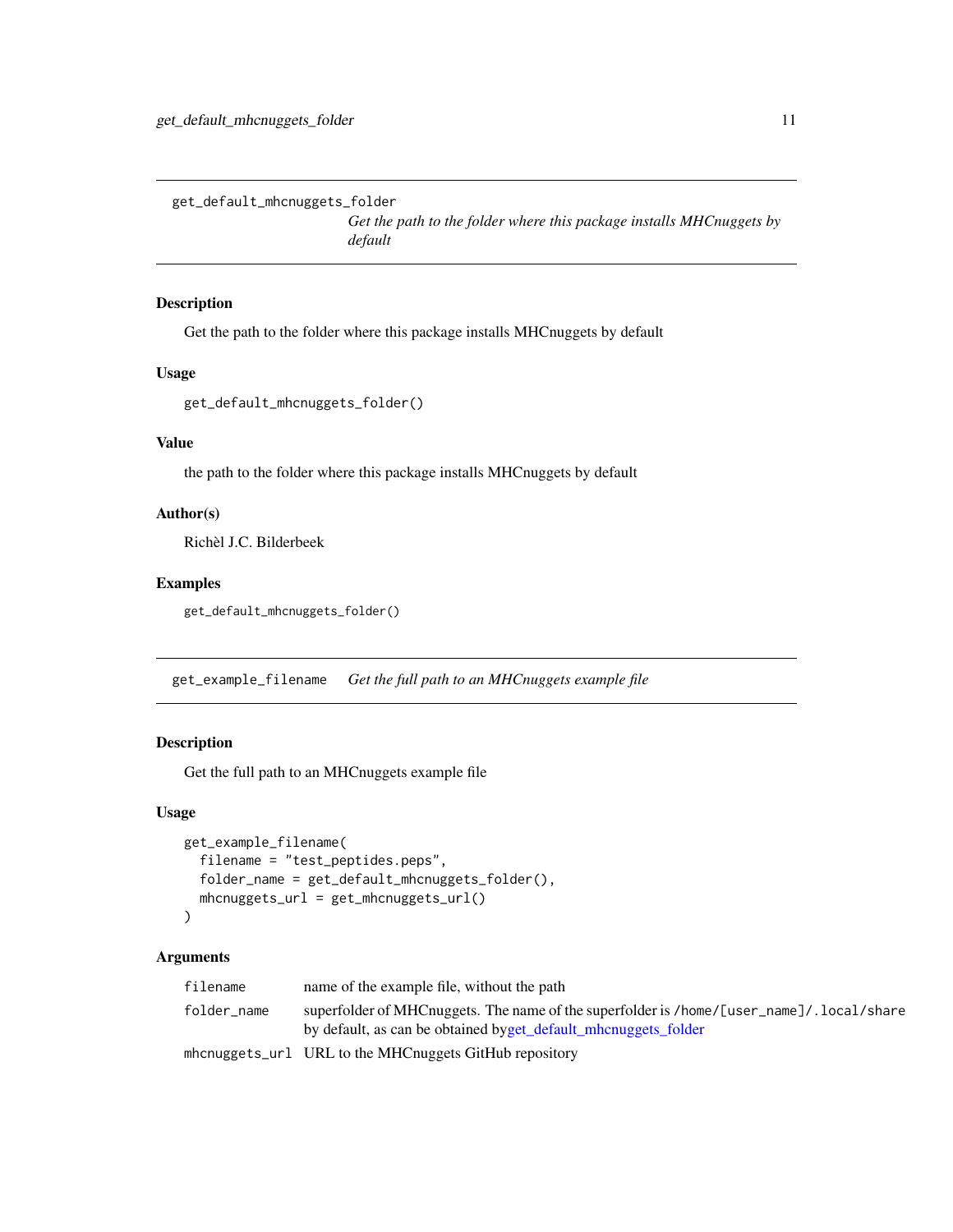## get_default_mhcnuggets_folder

*Get the path to the folder where this package installs MHCnuggets by default*

### Description

Get the path to the folder where this package installs MHCnuggets by default

### Usage

```
get_default_mhcnuggets_folder()
```

### Value

the path to the folder where this package installs MHCnuggets by default

### Author(s)

Richèl J.C. Bilderbeek

### Examples

```
get_default_mhcnuggets_folder()
```

## get_example_filename

*Get the full path to an MHCnuggets example file*

### Description

Get the full path to an MHCnuggets example file

### Usage

```
get_example_filename(
  filename = "test_peptides.peps",
  folder_name = get_default_mhcnuggets_folder(),
  mhcnuggets_url = get_mhcnuggets_url()
)
```

### Arguments

| | |
|---|---|
| filename | name of the example file, without the path |
| folder_name | superfolder of MHCnuggets. The name of the superfolder is /home/[user_name]/.local/share by default, as can be obtained by get_default_mhcnuggets_folder |
| mhcnuggets_url | URL to the MHCnuggets GitHub repository |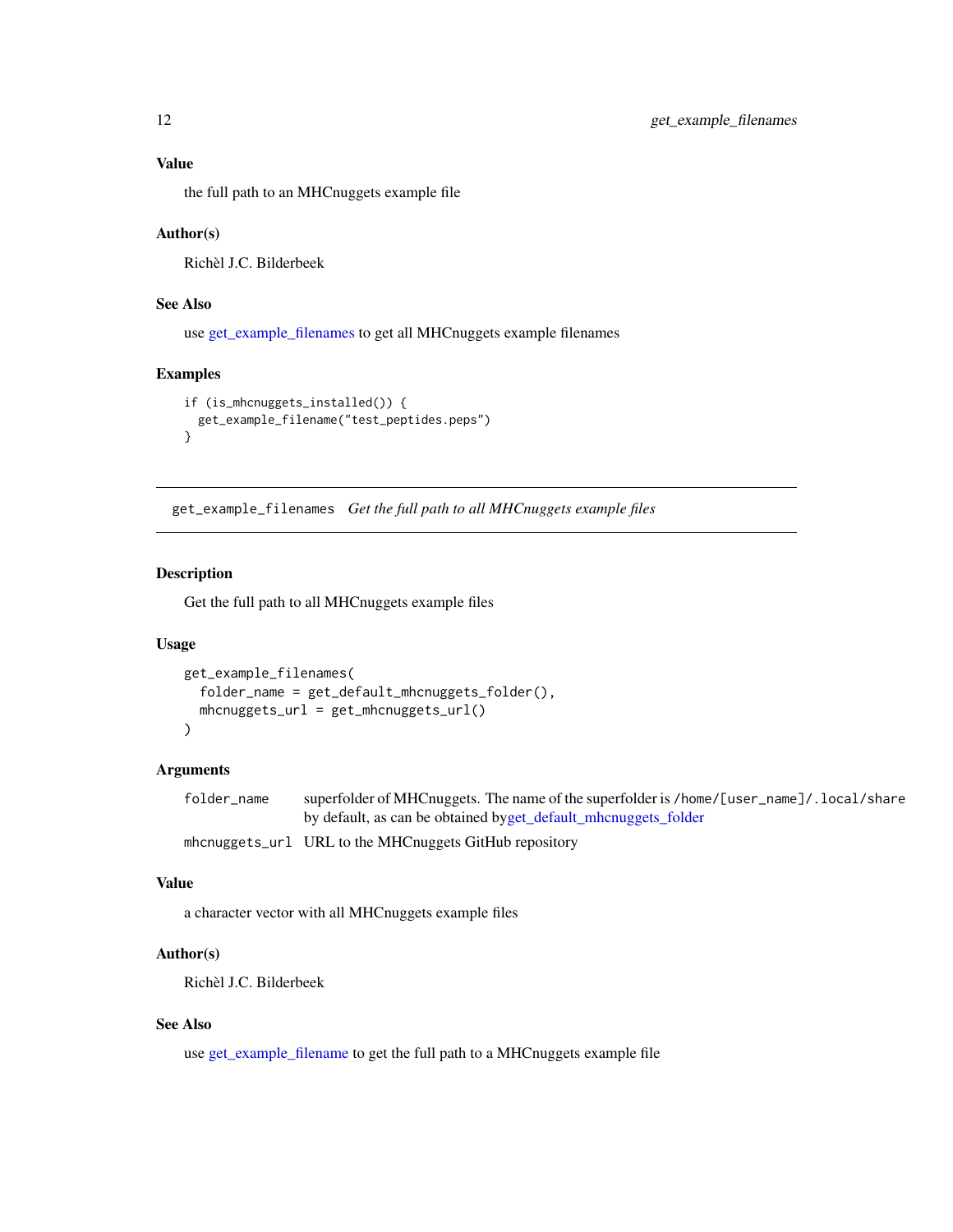### Value

the full path to an MHCnuggets example file

### Author(s)

Richèl J.C. Bilderbeek

### See Also

use get_example_filenames to get all MHCnuggets example filenames

### Examples

```
if (is_mhcnuggets_installed()) {
  get_example_filename("test_peptides.peps")
}
```

---

## get_example_filenames *Get the full path to all MHCnuggets example files*

---

### Description

Get the full path to all MHCnuggets example files

### Usage

```
get_example_filenames(
  folder_name = get_default_mhcnuggets_folder(),
  mhcnuggets_url = get_mhcnuggets_url()
)
```

### Arguments

| | |
|---|---|
| `folder_name` | superfolder of MHCnuggets. The name of the superfolder is `/home/[user_name]/.local/share` by default, as can be obtained byget_default_mhcnuggets_folder |
| `mhcnuggets_url` | URL to the MHCnuggets GitHub repository |

### Value

a character vector with all MHCnuggets example files

### Author(s)

Richèl J.C. Bilderbeek

### See Also

use get_example_filename to get the full path to a MHCnuggets example file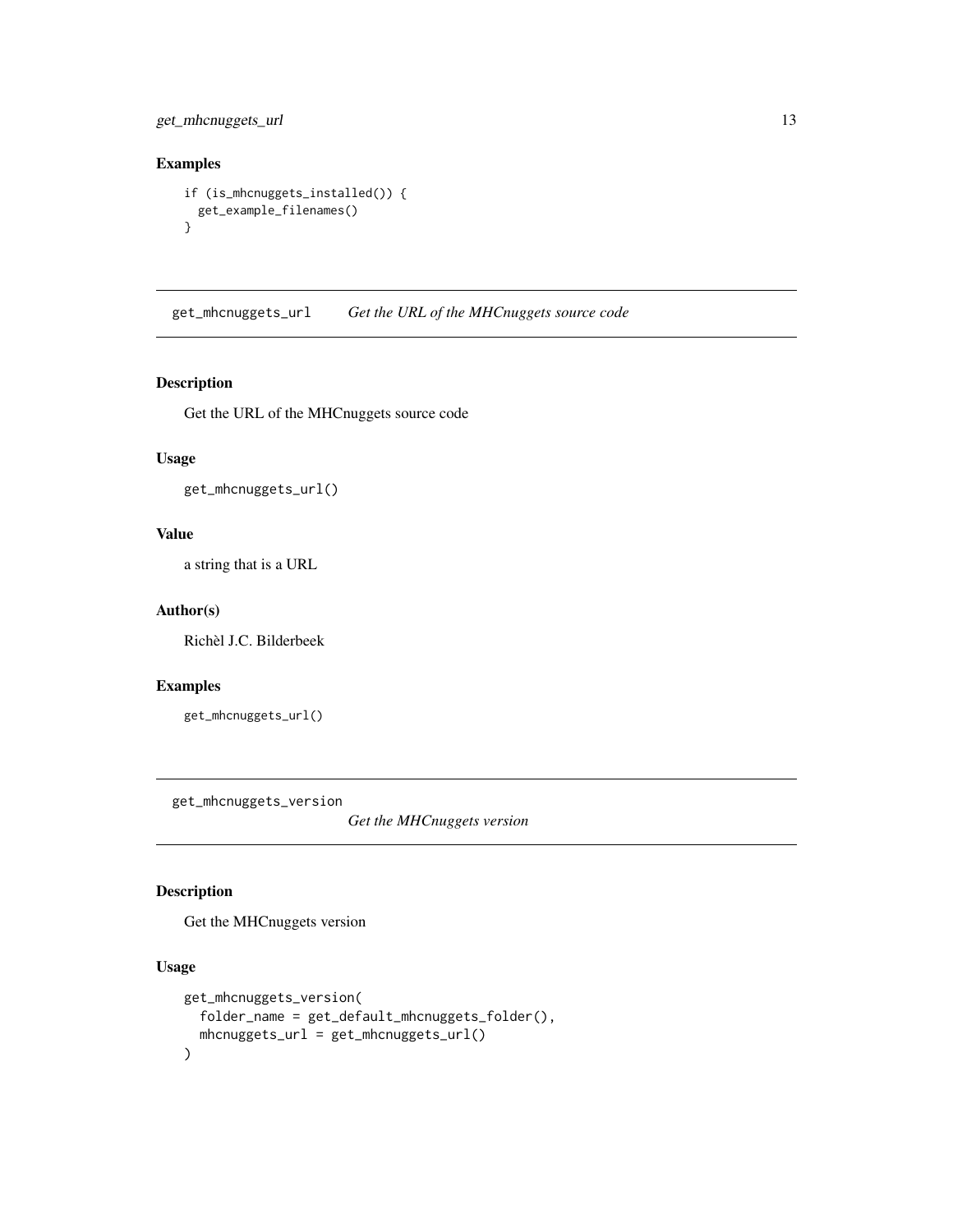## Examples

```
if (is_mhcnuggets_installed()) {
  get_example_filenames()
}
```

---

## get_mhcnuggets_url    *Get the URL of the MHCnuggets source code*

### Description

Get the URL of the MHCnuggets source code

### Usage

```
get_mhcnuggets_url()
```

### Value

a string that is a URL

### Author(s)

Richèl J.C. Bilderbeek

### Examples

```
get_mhcnuggets_url()
```

---

## get_mhcnuggets_version    *Get the MHCnuggets version*

### Description

Get the MHCnuggets version

### Usage

```
get_mhcnuggets_version(
  folder_name = get_default_mhcnuggets_folder(),
  mhcnuggets_url = get_mhcnuggets_url()
)
```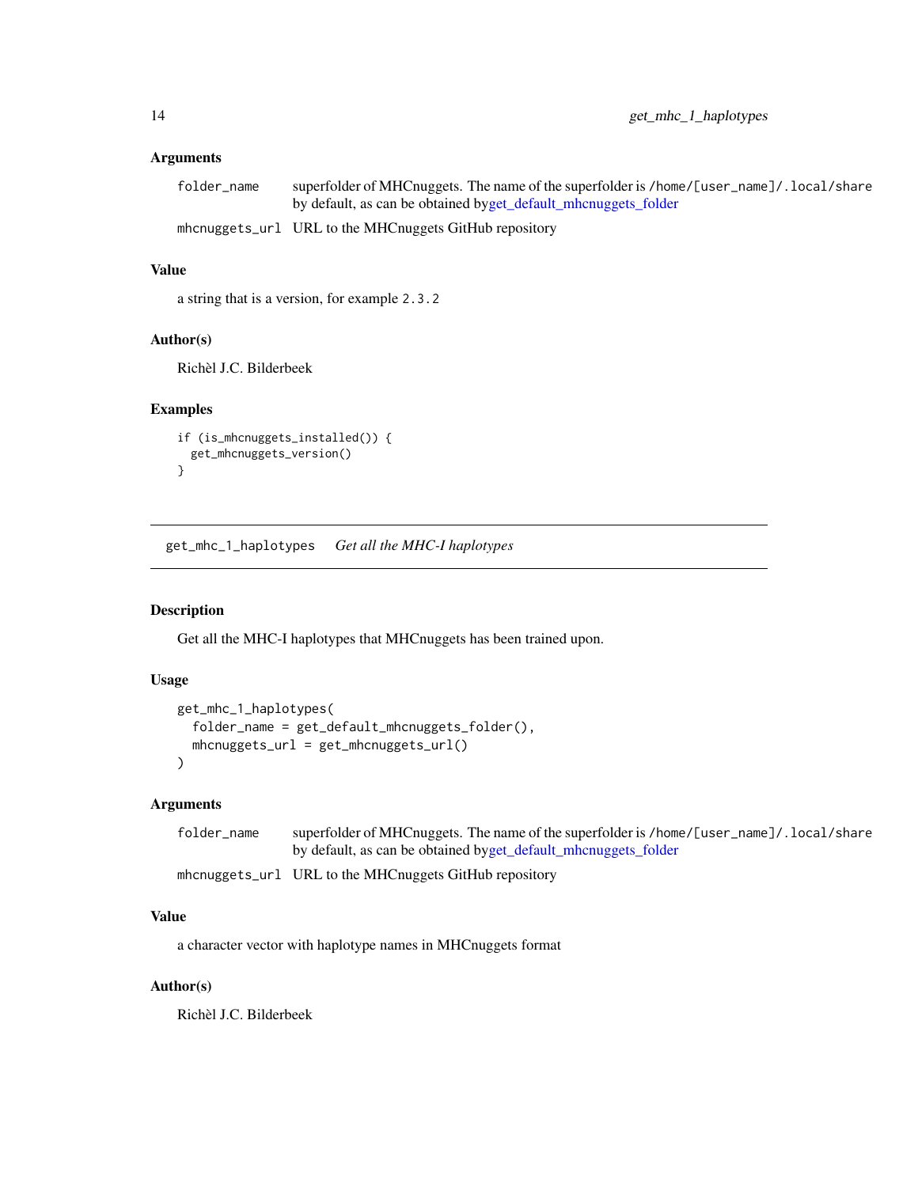## Arguments

| | |
|---|---|
| `folder_name` | superfolder of MHCnuggets. The name of the superfolder is `/home/[user_name]/.local/share` by default, as can be obtained by get_default_mhcnuggets_folder |
| `mhcnuggets_url` | URL to the MHCnuggets GitHub repository |

## Value

a string that is a version, for example `2.3.2`

## Author(s)

Richèl J.C. Bilderbeek

## Examples

```
if (is_mhcnuggets_installed()) {
  get_mhcnuggets_version()
}
```

---

# `get_mhc_1_haplotypes` *Get all the MHC-I haplotypes*

---

## Description

Get all the MHC-I haplotypes that MHCnuggets has been trained upon.

## Usage

```
get_mhc_1_haplotypes(
  folder_name = get_default_mhcnuggets_folder(),
  mhcnuggets_url = get_mhcnuggets_url()
)
```

## Arguments

| | |
|---|---|
| `folder_name` | superfolder of MHCnuggets. The name of the superfolder is `/home/[user_name]/.local/share` by default, as can be obtained by get_default_mhcnuggets_folder |
| `mhcnuggets_url` | URL to the MHCnuggets GitHub repository |

## Value

a character vector with haplotype names in MHCnuggets format

## Author(s)

Richèl J.C. Bilderbeek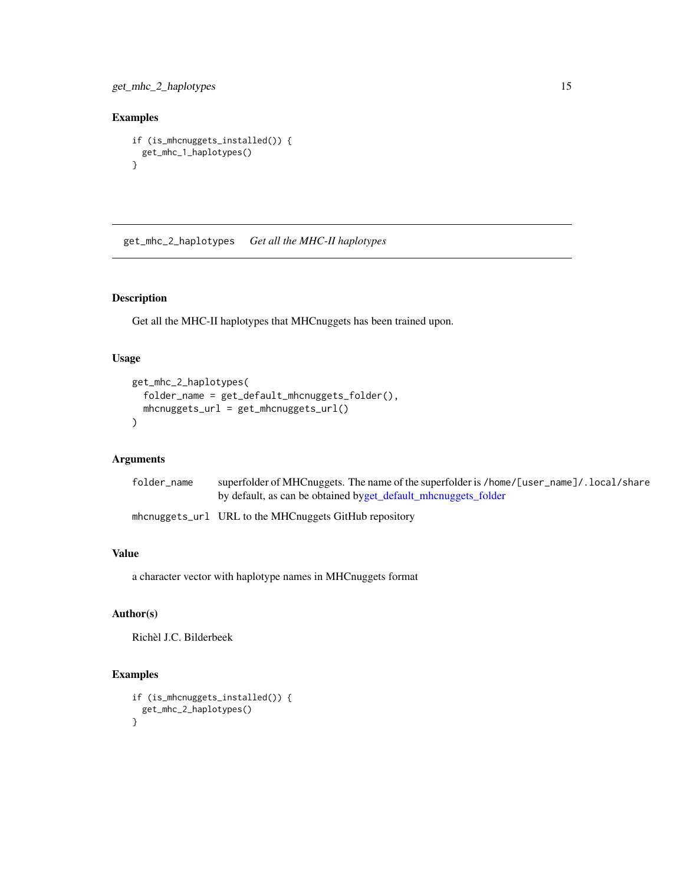## Examples

```
if (is_mhcnuggets_installed()) {
  get_mhc_1_haplotypes()
}
```

---

## get_mhc_2_haplotypes *Get all the MHC-II haplotypes*

### Description

Get all the MHC-II haplotypes that MHCnuggets has been trained upon.

### Usage

```
get_mhc_2_haplotypes(
  folder_name = get_default_mhcnuggets_folder(),
  mhcnuggets_url = get_mhcnuggets_url()
)
```

### Arguments

| | |
|---|---|
| `folder_name` | superfolder of MHCnuggets. The name of the superfolder is `/home/[user_name]/.local/share` by default, as can be obtained byget_default_mhcnuggets_folder |
| `mhcnuggets_url` | URL to the MHCnuggets GitHub repository |

### Value

a character vector with haplotype names in MHCnuggets format

### Author(s)

Richèl J.C. Bilderbeek

### Examples

```
if (is_mhcnuggets_installed()) {
  get_mhc_2_haplotypes()
}
```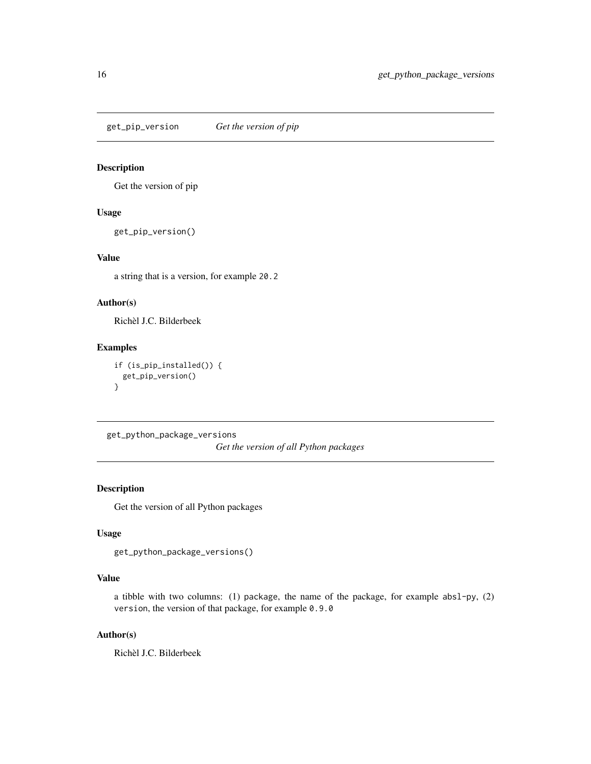## get_pip_version — *Get the version of pip*

### Description

Get the version of pip

### Usage

```
get_pip_version()
```

### Value

a string that is a version, for example `20.2`

### Author(s)

Richèl J.C. Bilderbeek

### Examples

```
if (is_pip_installed()) {
  get_pip_version()
}
```

## get_python_package_versions — *Get the version of all Python packages*

### Description

Get the version of all Python packages

### Usage

```
get_python_package_versions()
```

### Value

a tibble with two columns: (1) `package`, the name of the package, for example `absl-py`, (2) `version`, the version of that package, for example `0.9.0`

### Author(s)

Richèl J.C. Bilderbeek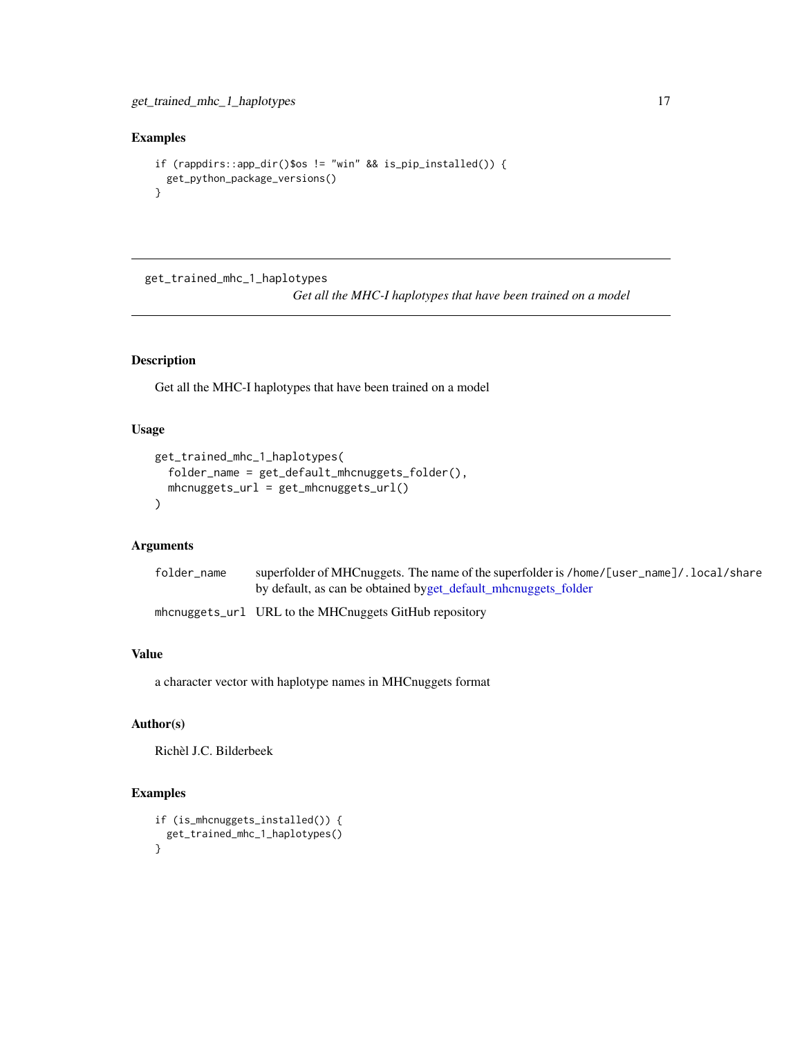## Examples

```
if (rappdirs::app_dir()$os != "win" && is_pip_installed()) {
  get_python_package_versions()
}
```

---

# get_trained_mhc_1_haplotypes

*Get all the MHC-I haplotypes that have been trained on a model*

---

## Description

Get all the MHC-I haplotypes that have been trained on a model

## Usage

```
get_trained_mhc_1_haplotypes(
  folder_name = get_default_mhcnuggets_folder(),
  mhcnuggets_url = get_mhcnuggets_url()
)
```

## Arguments

| | |
|---|---|
| folder_name | superfolder of MHCnuggets. The name of the superfolder is /home/[user_name]/.local/share by default, as can be obtained byget_default_mhcnuggets_folder |
| mhcnuggets_url | URL to the MHCnuggets GitHub repository |

## Value

a character vector with haplotype names in MHCnuggets format

## Author(s)

Richèl J.C. Bilderbeek

## Examples

```
if (is_mhcnuggets_installed()) {
  get_trained_mhc_1_haplotypes()
}
```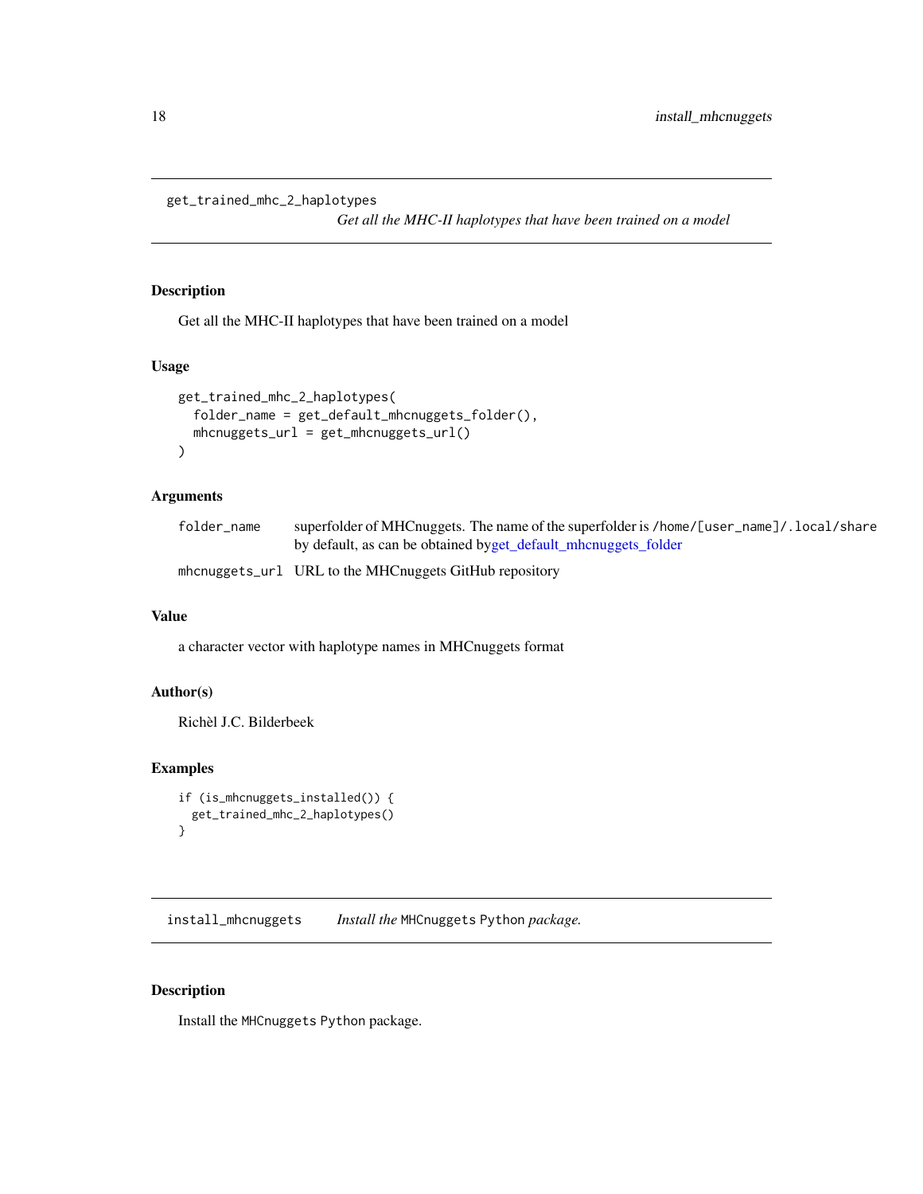## get_trained_mhc_2_haplotypes

*Get all the MHC-II haplotypes that have been trained on a model*

### Description

Get all the MHC-II haplotypes that have been trained on a model

### Usage

```
get_trained_mhc_2_haplotypes(
  folder_name = get_default_mhcnuggets_folder(),
  mhcnuggets_url = get_mhcnuggets_url()
)
```

### Arguments

| | |
|---|---|
| folder_name | superfolder of MHCnuggets. The name of the superfolder is /home/[user_name]/.local/share by default, as can be obtained byget_default_mhcnuggets_folder |
| mhcnuggets_url | URL to the MHCnuggets GitHub repository |

### Value

a character vector with haplotype names in MHCnuggets format

### Author(s)

Richèl J.C. Bilderbeek

### Examples

```
if (is_mhcnuggets_installed()) {
  get_trained_mhc_2_haplotypes()
}
```

## install_mhcnuggets

*Install the* `MHCnuggets` `Python` *package.*

### Description

Install the `MHCnuggets` `Python` package.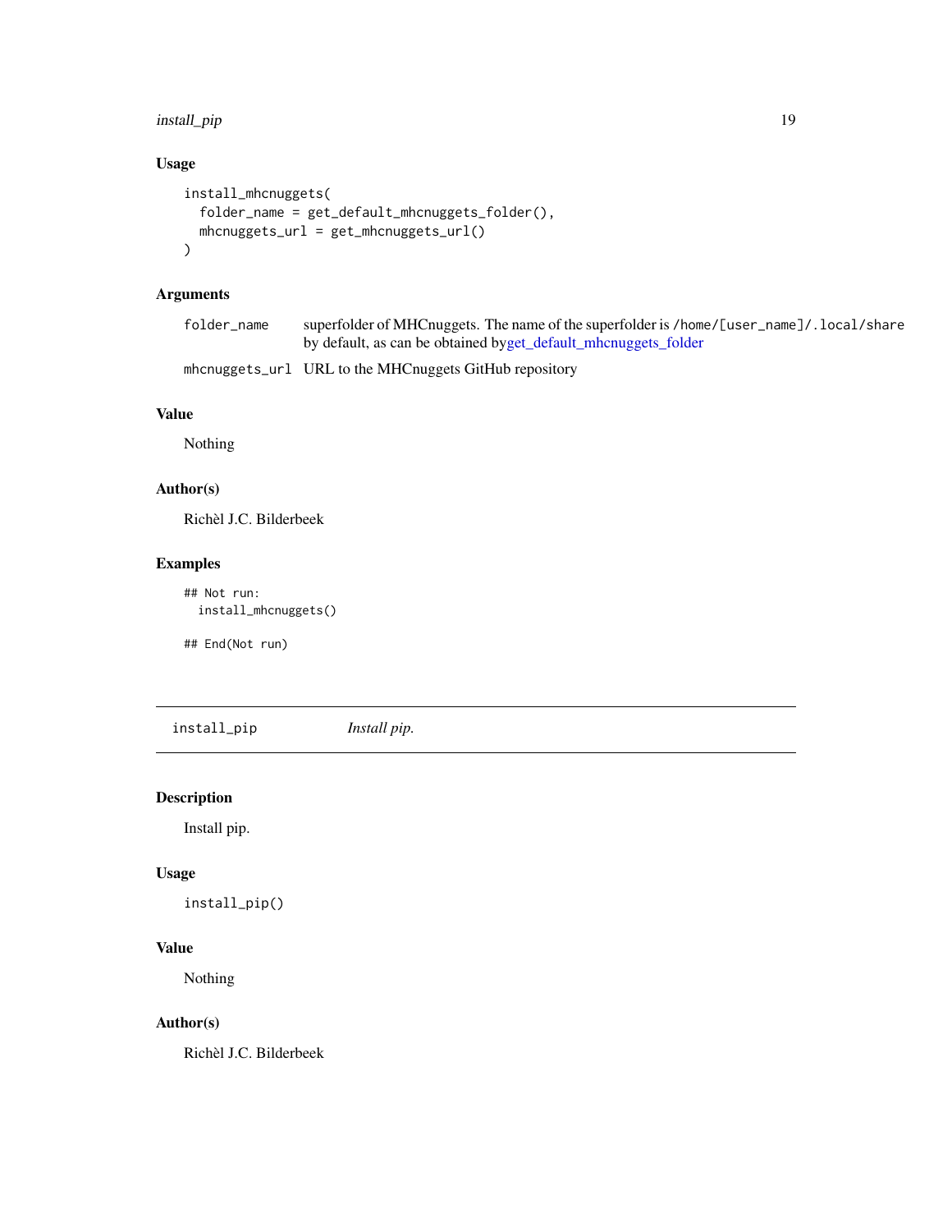### Usage

```
install_mhcnuggets(
  folder_name = get_default_mhcnuggets_folder(),
  mhcnuggets_url = get_mhcnuggets_url()
)
```

### Arguments

| | |
|---|---|
| folder_name | superfolder of MHCnuggets. The name of the superfolder is /home/[user_name]/.local/share by default, as can be obtained byget_default_mhcnuggets_folder |
| mhcnuggets_url | URL to the MHCnuggets GitHub repository |

### Value

Nothing

### Author(s)

Richèl J.C. Bilderbeek

### Examples

```
## Not run:
  install_mhcnuggets()

## End(Not run)
```

---

## install_pip *Install pip.*

### Description

Install pip.

### Usage

```
install_pip()
```

### Value

Nothing

### Author(s)

Richèl J.C. Bilderbeek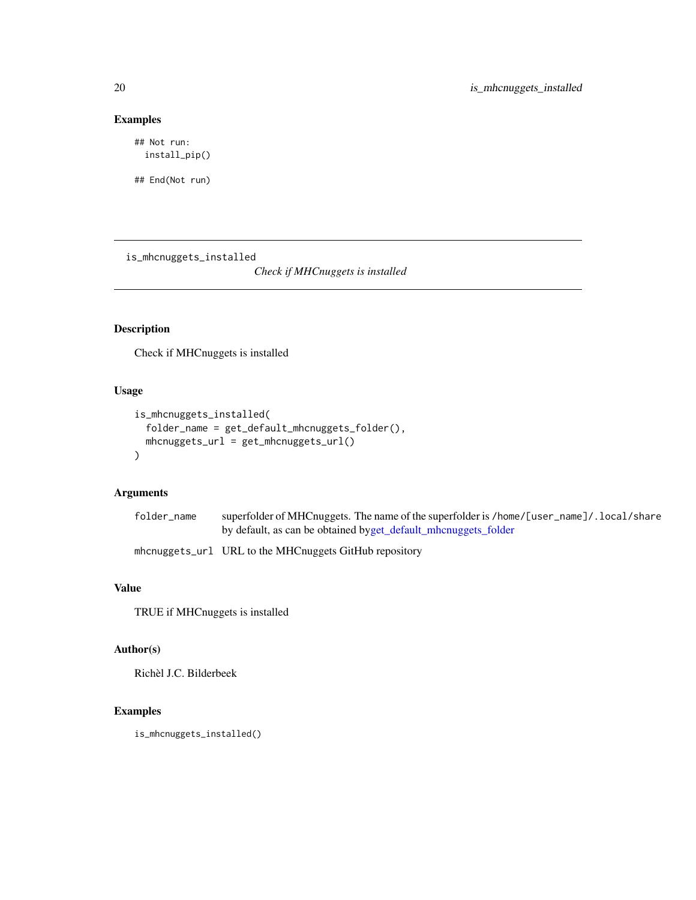### Examples

```
## Not run:
  install_pip()

## End(Not run)
```

---

## is_mhcnuggets_installed

*Check if MHCnuggets is installed*

---

### Description

Check if MHCnuggets is installed

### Usage

```
is_mhcnuggets_installed(
  folder_name = get_default_mhcnuggets_folder(),
  mhcnuggets_url = get_mhcnuggets_url()
)
```

### Arguments

| | |
|---|---|
| `folder_name` | superfolder of MHCnuggets. The name of the superfolder is `/home/[user_name]/.local/share` by default, as can be obtained by get_default_mhcnuggets_folder |
| `mhcnuggets_url` | URL to the MHCnuggets GitHub repository |

### Value

TRUE if MHCnuggets is installed

### Author(s)

Richèl J.C. Bilderbeek

### Examples

```
is_mhcnuggets_installed()
```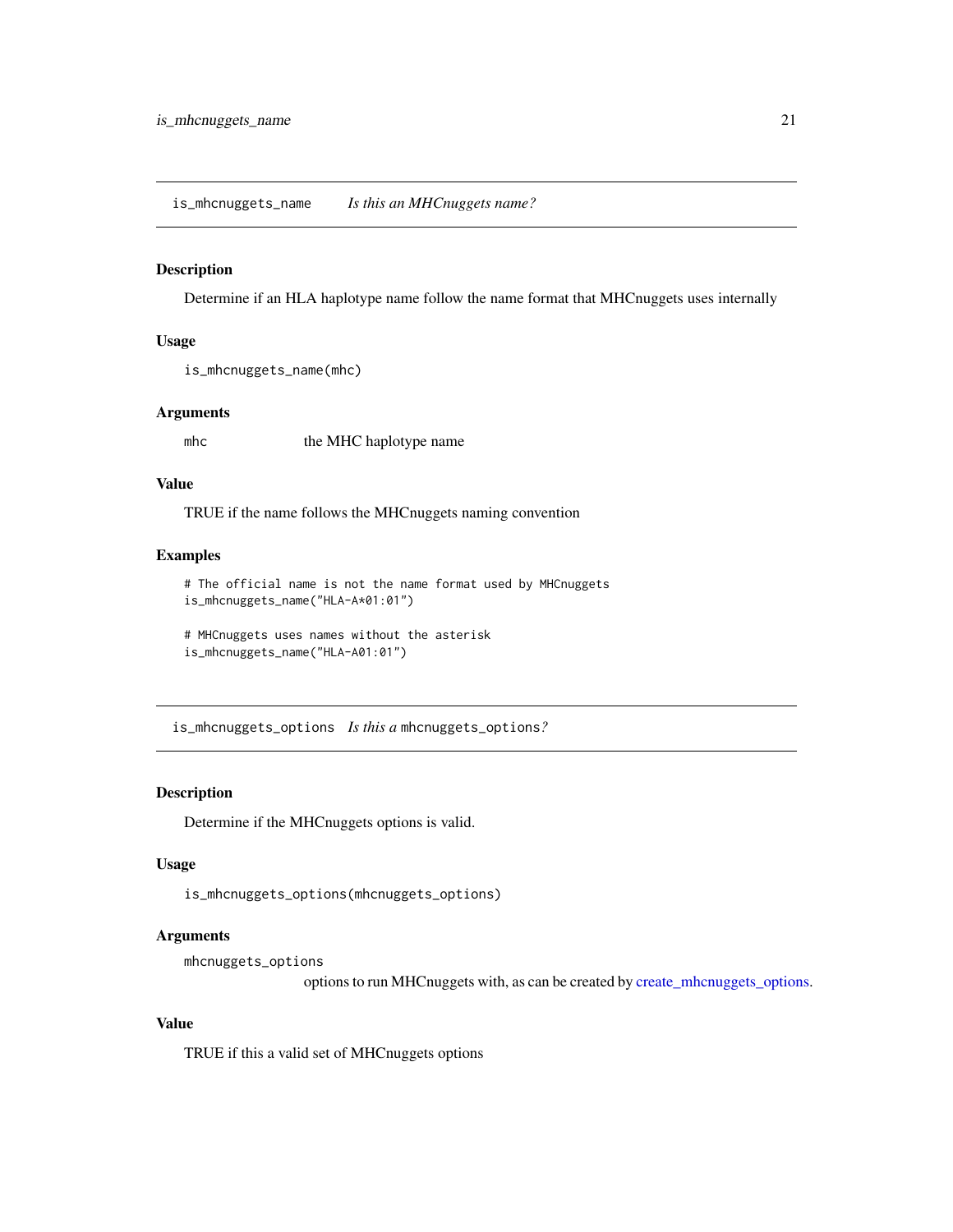## is_mhcnuggets_name — *Is this an MHCnuggets name?*

### Description

Determine if an HLA haplotype name follow the name format that MHCnuggets uses internally

### Usage

```
is_mhcnuggets_name(mhc)
```

### Arguments

| | |
|---|---|
| mhc | the MHC haplotype name |

### Value

TRUE if the name follows the MHCnuggets naming convention

### Examples

```
# The official name is not the name format used by MHCnuggets
is_mhcnuggets_name("HLA-A*01:01")

# MHCnuggets uses names without the asterisk
is_mhcnuggets_name("HLA-A01:01")
```

## is_mhcnuggets_options — *Is this a* `mhcnuggets_options`*?*

### Description

Determine if the MHCnuggets options is valid.

### Usage

```
is_mhcnuggets_options(mhcnuggets_options)
```

### Arguments

| | |
|---|---|
| mhcnuggets_options | options to run MHCnuggets with, as can be created by create_mhcnuggets_options. |

### Value

TRUE if this a valid set of MHCnuggets options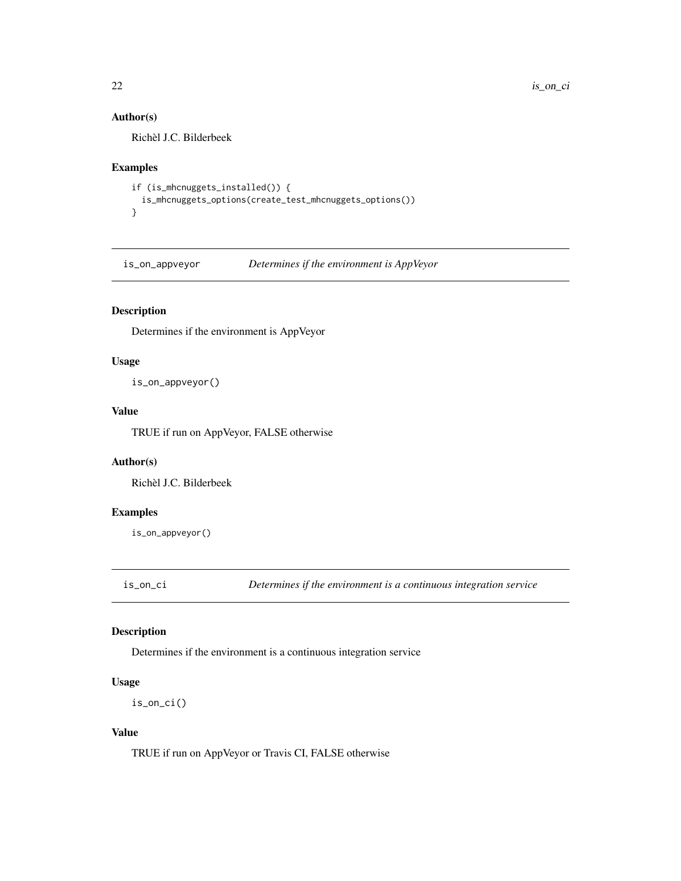## Author(s)

Richèl J.C. Bilderbeek

## Examples

```
if (is_mhcnuggets_installed()) {
  is_mhcnuggets_options(create_test_mhcnuggets_options())
}
```

---

# is_on_appveyor — *Determines if the environment is AppVeyor*

## Description

Determines if the environment is AppVeyor

## Usage

```
is_on_appveyor()
```

## Value

TRUE if run on AppVeyor, FALSE otherwise

## Author(s)

Richèl J.C. Bilderbeek

## Examples

```
is_on_appveyor()
```

---

# is_on_ci — *Determines if the environment is a continuous integration service*

## Description

Determines if the environment is a continuous integration service

## Usage

```
is_on_ci()
```

## Value

TRUE if run on AppVeyor or Travis CI, FALSE otherwise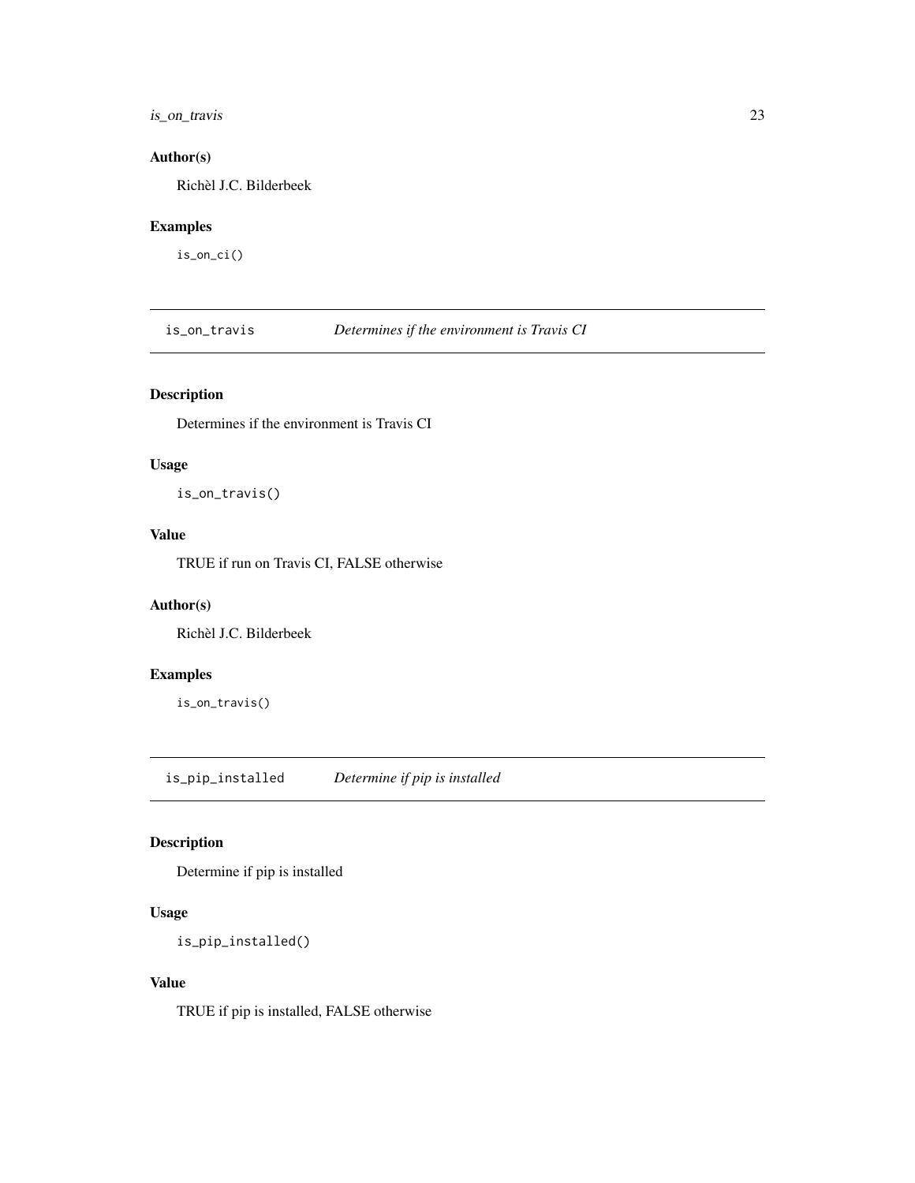## Author(s)

Richèl J.C. Bilderbeek

## Examples

```
is_on_ci()
```

---

# is_on_travis — *Determines if the environment is Travis CI*

## Description

Determines if the environment is Travis CI

## Usage

```
is_on_travis()
```

## Value

TRUE if run on Travis CI, FALSE otherwise

## Author(s)

Richèl J.C. Bilderbeek

## Examples

```
is_on_travis()
```

---

# is_pip_installed — *Determine if pip is installed*

## Description

Determine if pip is installed

## Usage

```
is_pip_installed()
```

## Value

TRUE if pip is installed, FALSE otherwise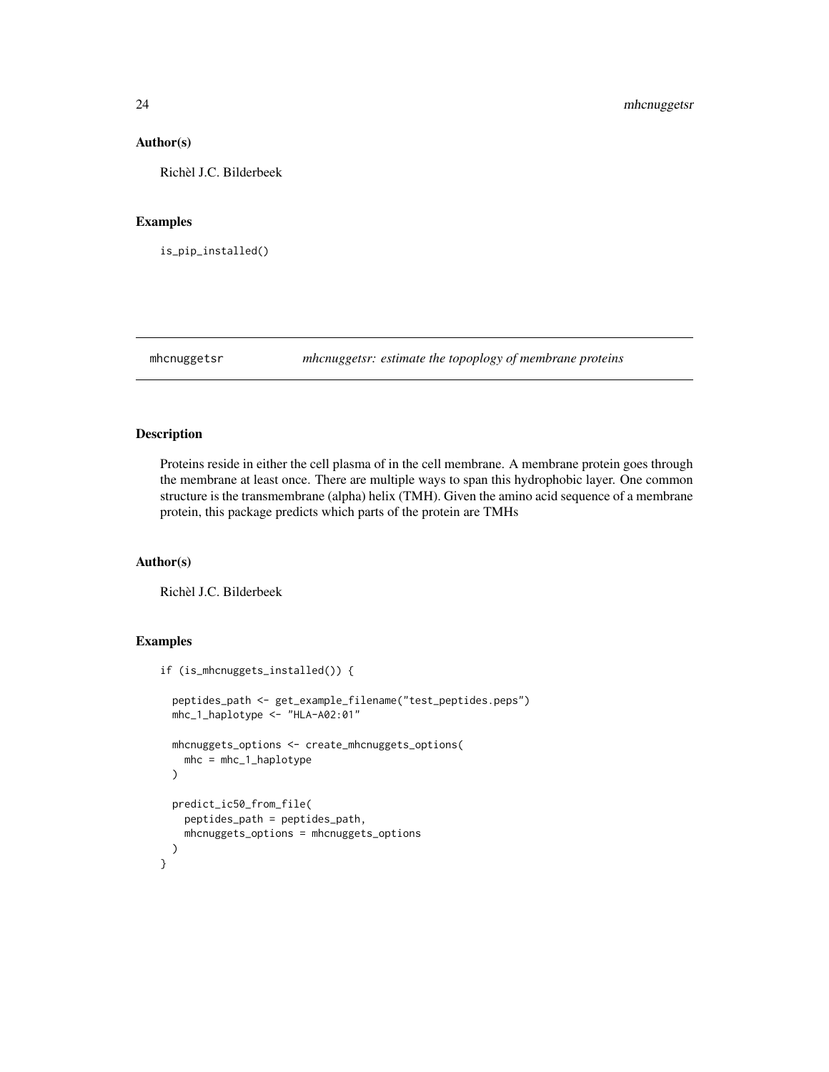### Author(s)

Richèl J.C. Bilderbeek

### Examples

```
is_pip_installed()
```

---

## mhcnuggetsr — *mhcnuggetsr: estimate the topoplogy of membrane proteins*

---

### Description

Proteins reside in either the cell plasma of in the cell membrane. A membrane protein goes through the membrane at least once. There are multiple ways to span this hydrophobic layer. One common structure is the transmembrane (alpha) helix (TMH). Given the amino acid sequence of a membrane protein, this package predicts which parts of the protein are TMHs

### Author(s)

Richèl J.C. Bilderbeek

### Examples

```
if (is_mhcnuggets_installed()) {

  peptides_path <- get_example_filename("test_peptides.peps")
  mhc_1_haplotype <- "HLA-A02:01"

  mhcnuggets_options <- create_mhcnuggets_options(
    mhc = mhc_1_haplotype
  )

  predict_ic50_from_file(
    peptides_path = peptides_path,
    mhcnuggets_options = mhcnuggets_options
  )
}
```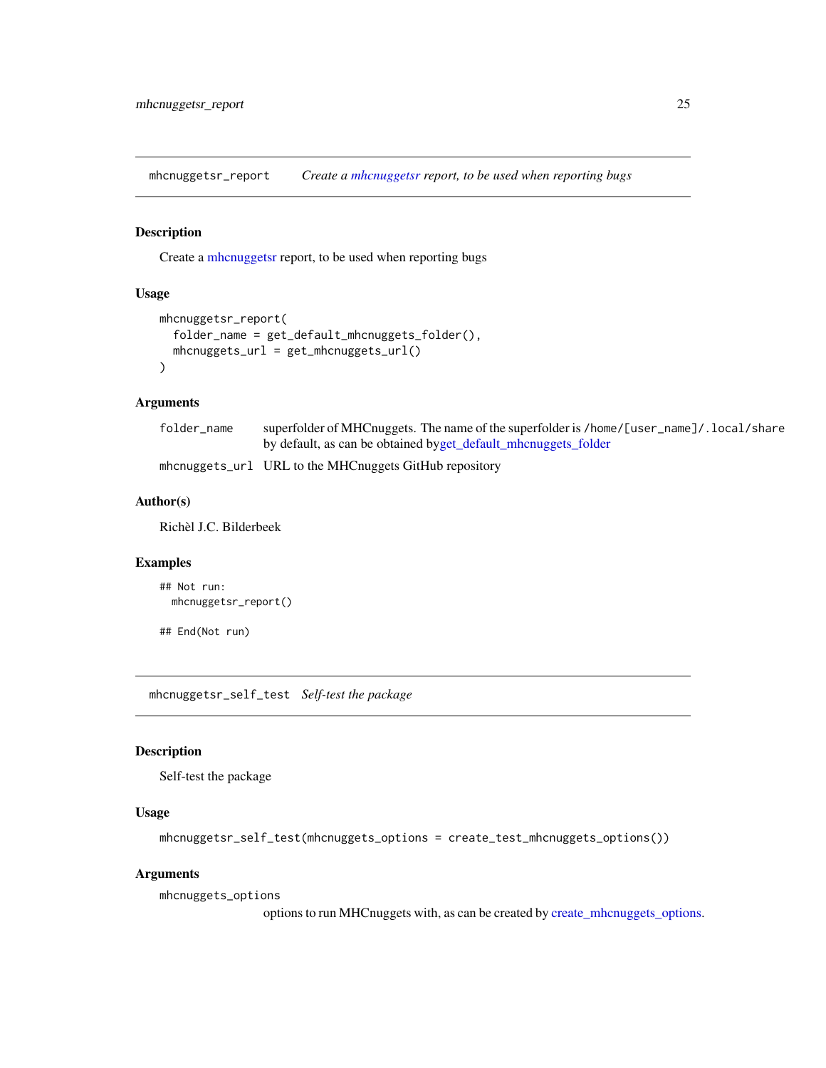## mhcnuggetsr_report    *Create a mhcnuggetsr report, to be used when reporting bugs*

### Description

Create a mhcnuggetsr report, to be used when reporting bugs

### Usage

```
mhcnuggetsr_report(
  folder_name = get_default_mhcnuggets_folder(),
  mhcnuggets_url = get_mhcnuggets_url()
)
```

### Arguments

| | |
|---|---|
| `folder_name` | superfolder of MHCnuggets. The name of the superfolder is `/home/[user_name]/.local/share` by default, as can be obtained by get_default_mhcnuggets_folder |
| `mhcnuggets_url` | URL to the MHCnuggets GitHub repository |

### Author(s)

Richèl J.C. Bilderbeek

### Examples

```
## Not run:
  mhcnuggetsr_report()

## End(Not run)
```

## mhcnuggetsr_self_test    *Self-test the package*

### Description

Self-test the package

### Usage

```
mhcnuggetsr_self_test(mhcnuggets_options = create_test_mhcnuggets_options())
```

### Arguments

| | |
|---|---|
| `mhcnuggets_options` | options to run MHCnuggets with, as can be created by create_mhcnuggets_options. |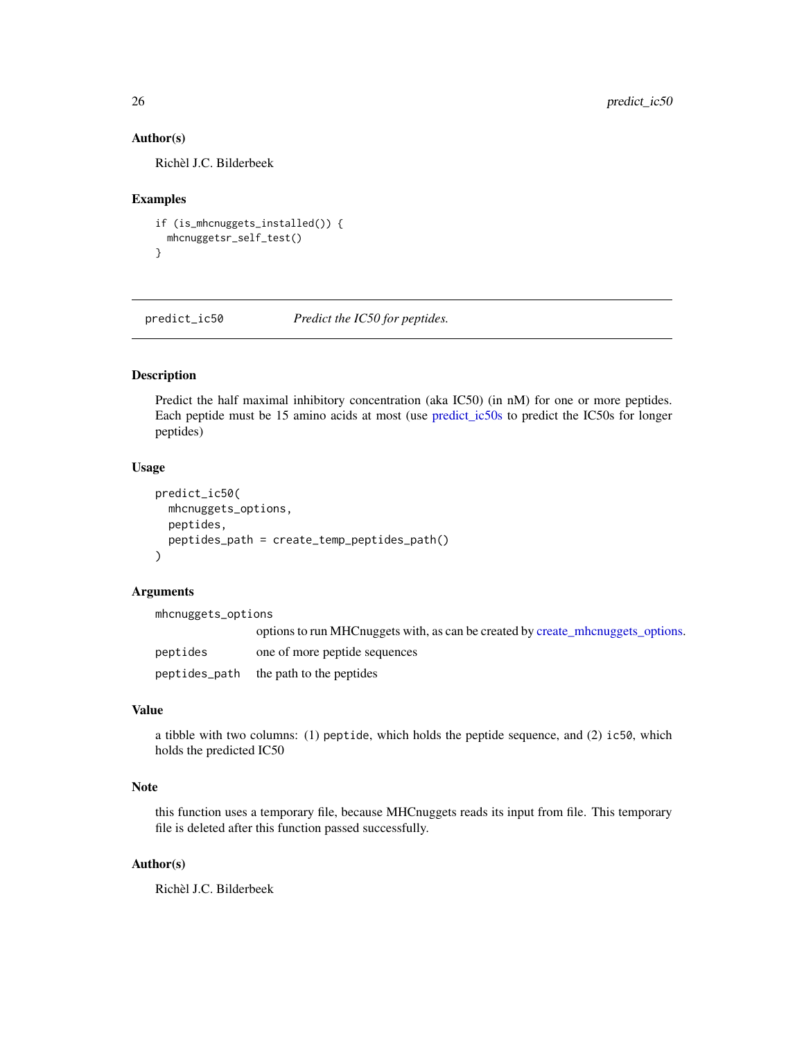### Author(s)

Richèl J.C. Bilderbeek

### Examples

```
if (is_mhcnuggets_installed()) {
  mhcnuggetsr_self_test()
}
```

---

## predict_ic50 — *Predict the IC50 for peptides.*

---

### Description

Predict the half maximal inhibitory concentration (aka IC50) (in nM) for one or more peptides. Each peptide must be 15 amino acids at most (use predict_ic50s to predict the IC50s for longer peptides)

### Usage

```
predict_ic50(
  mhcnuggets_options,
  peptides,
  peptides_path = create_temp_peptides_path()
)
```

### Arguments

| | |
|---|---|
| mhcnuggets_options | options to run MHCnuggets with, as can be created by create_mhcnuggets_options. |
| peptides | one of more peptide sequences |
| peptides_path | the path to the peptides |

### Value

a tibble with two columns: (1) `peptide`, which holds the peptide sequence, and (2) `ic50`, which holds the predicted IC50

### Note

this function uses a temporary file, because MHCnuggets reads its input from file. This temporary file is deleted after this function passed successfully.

### Author(s)

Richèl J.C. Bilderbeek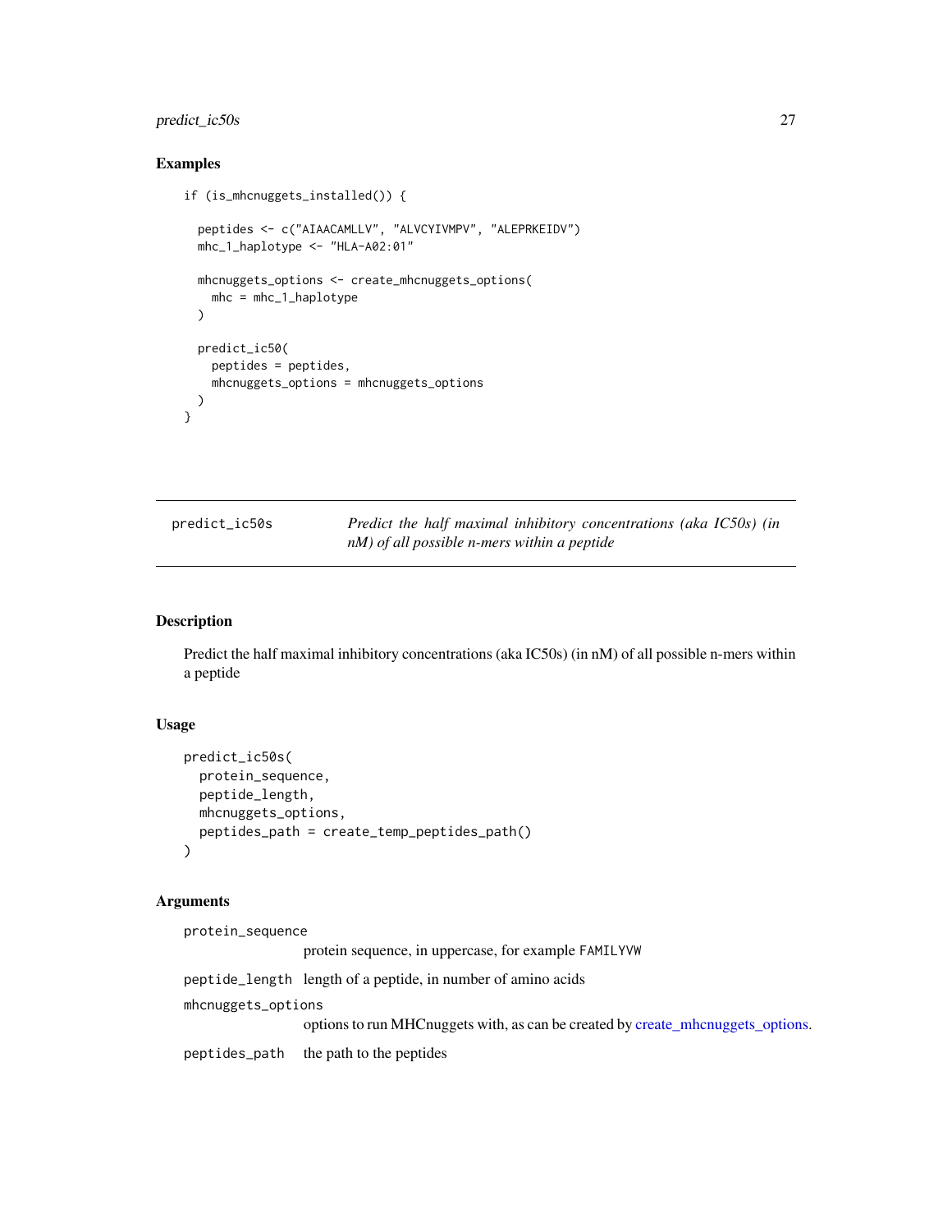### Examples

```
if (is_mhcnuggets_installed()) {

  peptides <- c("AIAACAMLLV", "ALVCYIVMPV", "ALEPRKEIDV")
  mhc_1_haplotype <- "HLA-A02:01"

  mhcnuggets_options <- create_mhcnuggets_options(
    mhc = mhc_1_haplotype
  )

  predict_ic50(
    peptides = peptides,
    mhcnuggets_options = mhcnuggets_options
  )
}
```

---

## predict_ic50s

*Predict the half maximal inhibitory concentrations (aka IC50s) (in nM) of all possible n-mers within a peptide*

---

### Description

Predict the half maximal inhibitory concentrations (aka IC50s) (in nM) of all possible n-mers within a peptide

### Usage

```
predict_ic50s(
  protein_sequence,
  peptide_length,
  mhcnuggets_options,
  peptides_path = create_temp_peptides_path()
)
```

### Arguments

| | |
|---|---|
| protein_sequence | protein sequence, in uppercase, for example `FAMILYVW` |
| peptide_length | length of a peptide, in number of amino acids |
| mhcnuggets_options | options to run MHCnuggets with, as can be created by create_mhcnuggets_options. |
| peptides_path | the path to the peptides |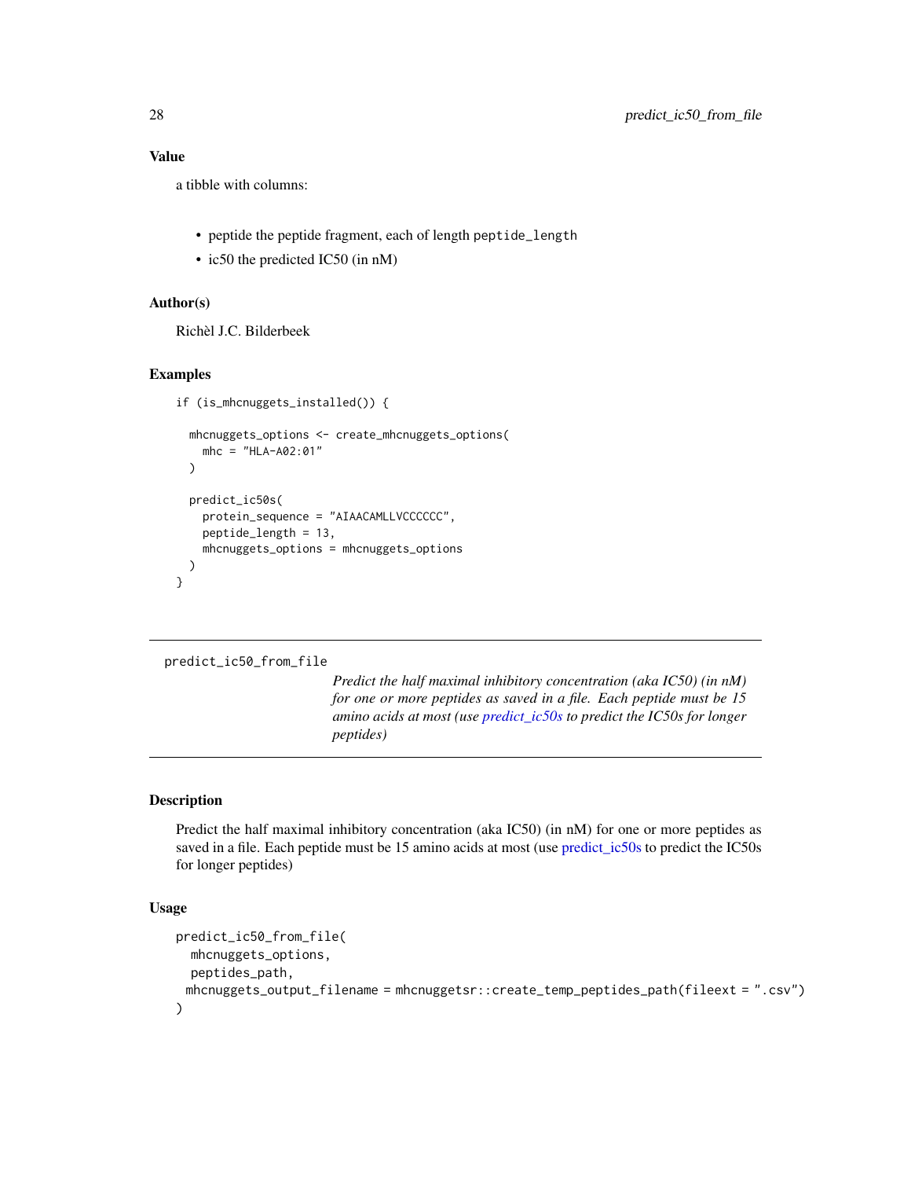### Value

a tibble with columns:

- peptide the peptide fragment, each of length `peptide_length`
- ic50 the predicted IC50 (in nM)

### Author(s)

Richèl J.C. Bilderbeek

### Examples

```
if (is_mhcnuggets_installed()) {

  mhcnuggets_options <- create_mhcnuggets_options(
    mhc = "HLA-A02:01"
  )

  predict_ic50s(
    protein_sequence = "AIAACAMLLVCCCCCC",
    peptide_length = 13,
    mhcnuggets_options = mhcnuggets_options
  )
}
```

---

## predict_ic50_from_file

*Predict the half maximal inhibitory concentration (aka IC50) (in nM) for one or more peptides as saved in a file. Each peptide must be 15 amino acids at most (use predict_ic50s to predict the IC50s for longer peptides)*

---

### Description

Predict the half maximal inhibitory concentration (aka IC50) (in nM) for one or more peptides as saved in a file. Each peptide must be 15 amino acids at most (use predict_ic50s to predict the IC50s for longer peptides)

### Usage

```
predict_ic50_from_file(
  mhcnuggets_options,
  peptides_path,
  mhcnuggets_output_filename = mhcnuggetsr::create_temp_peptides_path(fileext = ".csv")
)
```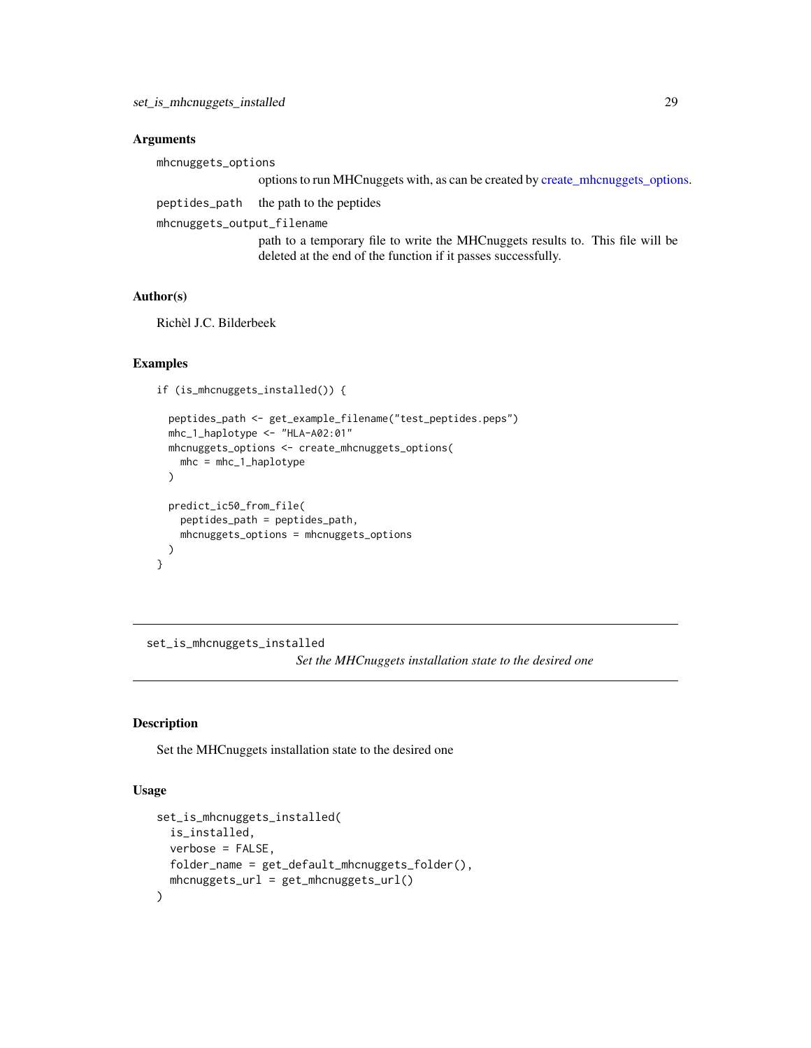### Arguments

`mhcnuggets_options`
: options to run MHCnuggets with, as can be created by create_mhcnuggets_options.

`peptides_path`
: the path to the peptides

`mhcnuggets_output_filename`
: path to a temporary file to write the MHCnuggets results to. This file will be deleted at the end of the function if it passes successfully.

### Author(s)

Richèl J.C. Bilderbeek

### Examples

```
if (is_mhcnuggets_installed()) {

  peptides_path <- get_example_filename("test_peptides.peps")
  mhc_1_haplotype <- "HLA-A02:01"
  mhcnuggets_options <- create_mhcnuggets_options(
    mhc = mhc_1_haplotype
  )

  predict_ic50_from_file(
    peptides_path = peptides_path,
    mhcnuggets_options = mhcnuggets_options
  )
}
```

---

## set_is_mhcnuggets_installed

*Set the MHCnuggets installation state to the desired one*

---

### Description

Set the MHCnuggets installation state to the desired one

### Usage

```
set_is_mhcnuggets_installed(
  is_installed,
  verbose = FALSE,
  folder_name = get_default_mhcnuggets_folder(),
  mhcnuggets_url = get_mhcnuggets_url()
)
```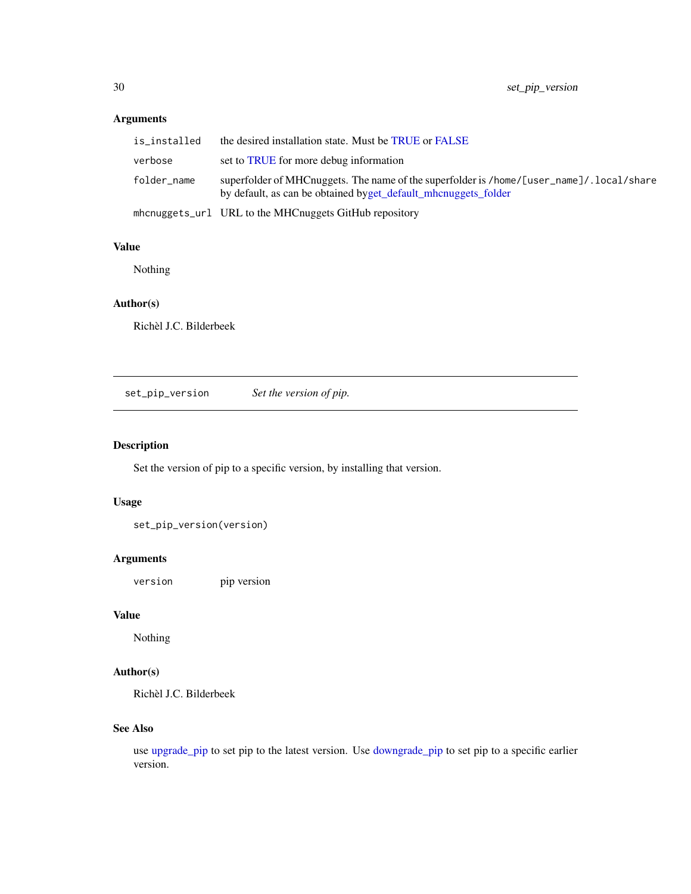## Arguments

| | |
|---|---|
| is_installed | the desired installation state. Must be TRUE or FALSE |
| verbose | set to TRUE for more debug information |
| folder_name | superfolder of MHCnuggets. The name of the superfolder is /home/[user_name]/.local/share by default, as can be obtained byget_default_mhcnuggets_folder |
| mhcnuggets_url | URL to the MHCnuggets GitHub repository |

## Value

Nothing

## Author(s)

Richèl J.C. Bilderbeek

---

# set_pip_version — *Set the version of pip.*

## Description

Set the version of pip to a specific version, by installing that version.

## Usage

```
set_pip_version(version)
```

## Arguments

| | |
|---|---|
| version | pip version |

## Value

Nothing

## Author(s)

Richèl J.C. Bilderbeek

## See Also

use upgrade_pip to set pip to the latest version. Use downgrade_pip to set pip to a specific earlier version.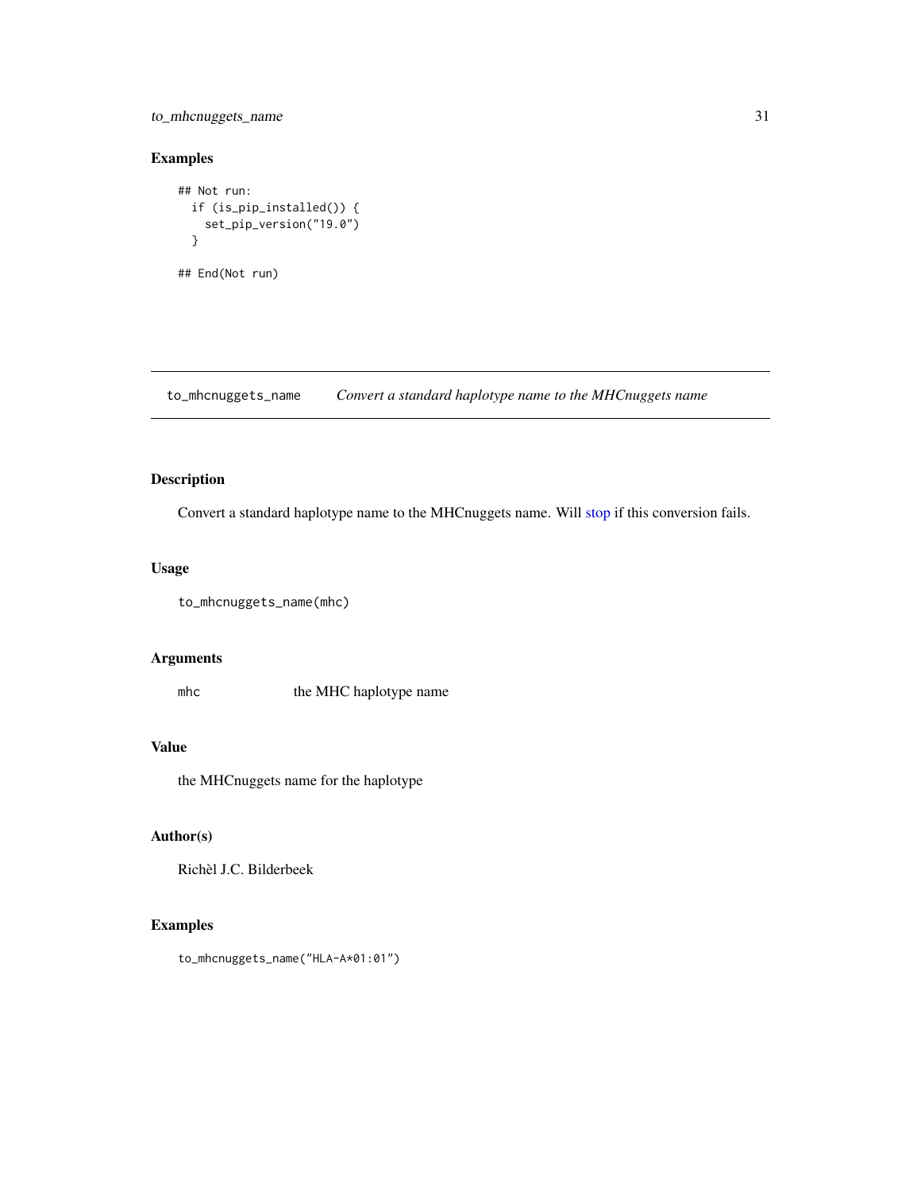## Examples

```
## Not run:
  if (is_pip_installed()) {
    set_pip_version("19.0")
  }

## End(Not run)
```

---

# to_mhcnuggets_name    *Convert a standard haplotype name to the MHCnuggets name*

---

## Description

Convert a standard haplotype name to the MHCnuggets name. Will stop if this conversion fails.

## Usage

```
to_mhcnuggets_name(mhc)
```

## Arguments

| | |
|---|---|
| `mhc` | the MHC haplotype name |

## Value

the MHCnuggets name for the haplotype

## Author(s)

Richèl J.C. Bilderbeek

## Examples

```
to_mhcnuggets_name("HLA-A*01:01")
```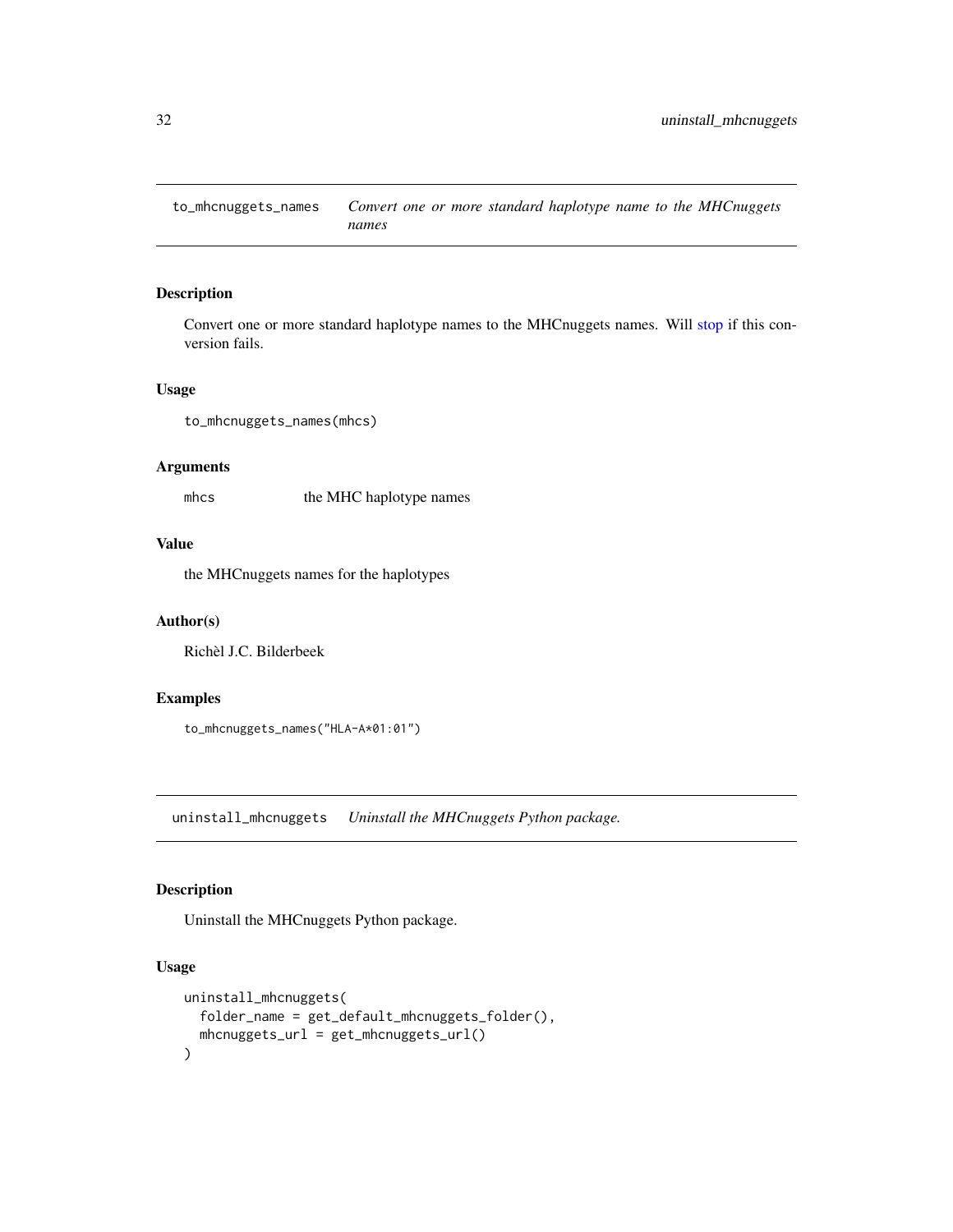## to_mhcnuggets_names — *Convert one or more standard haplotype name to the MHCnuggets names*

### Description

Convert one or more standard haplotype names to the MHCnuggets names. Will stop if this conversion fails.

### Usage

```
to_mhcnuggets_names(mhcs)
```

### Arguments

| | |
|---|---|
| mhcs | the MHC haplotype names |

### Value

the MHCnuggets names for the haplotypes

### Author(s)

Richèl J.C. Bilderbeek

### Examples

```
to_mhcnuggets_names("HLA-A*01:01")
```

## uninstall_mhcnuggets — *Uninstall the MHCnuggets Python package.*

### Description

Uninstall the MHCnuggets Python package.

### Usage

```
uninstall_mhcnuggets(
  folder_name = get_default_mhcnuggets_folder(),
  mhcnuggets_url = get_mhcnuggets_url()
)
```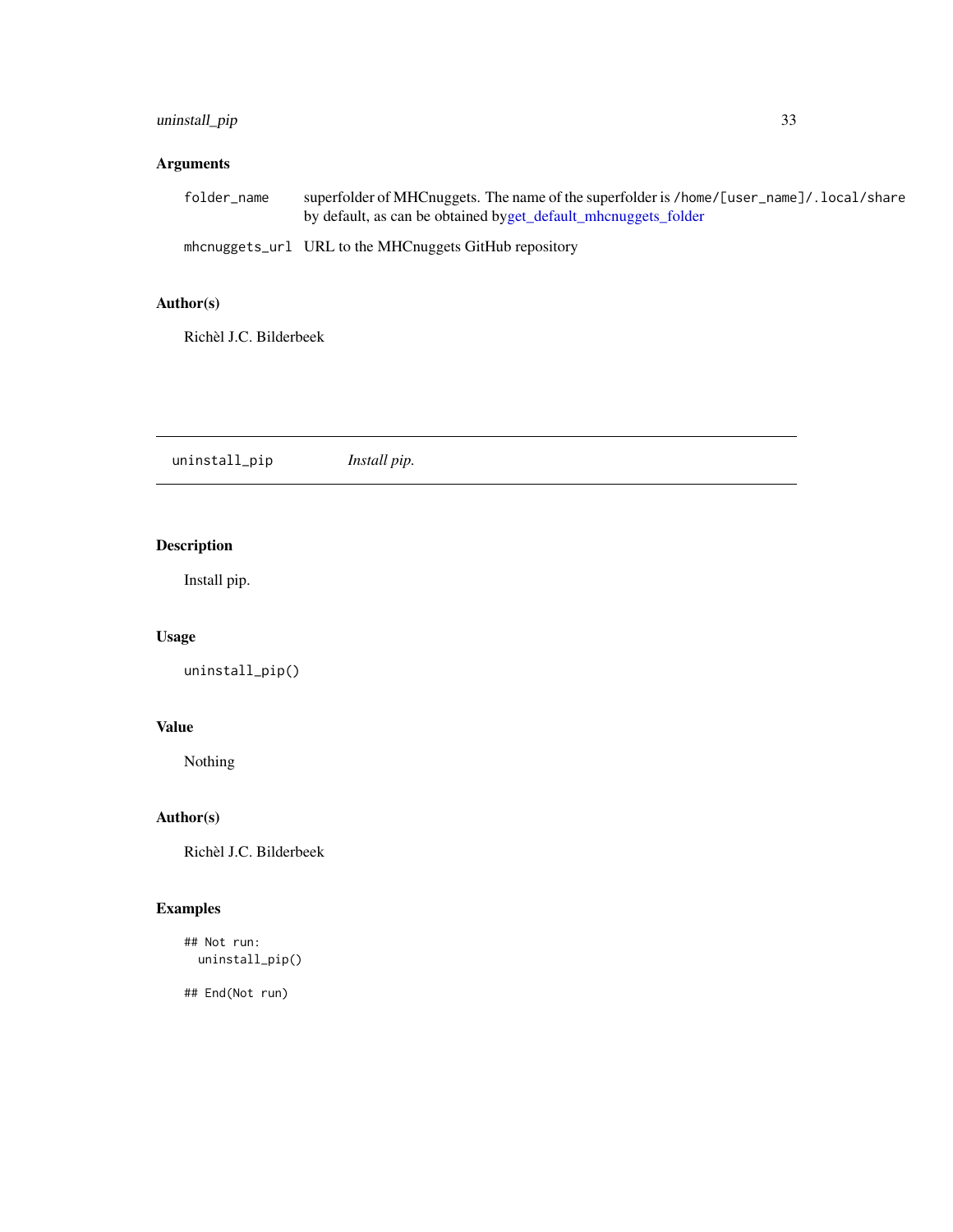### Arguments

| | |
|---|---|
| `folder_name` | superfolder of MHCnuggets. The name of the superfolder is `/home/[user_name]/.local/share` by default, as can be obtained by get_default_mhcnuggets_folder |
| `mhcnuggets_url` | URL to the MHCnuggets GitHub repository |

### Author(s)

Richèl J.C. Bilderbeek

---

## uninstall_pip — *Install pip.*

---

### Description

Install pip.

### Usage

```
uninstall_pip()
```

### Value

Nothing

### Author(s)

Richèl J.C. Bilderbeek

### Examples

```
## Not run:
  uninstall_pip()

## End(Not run)
```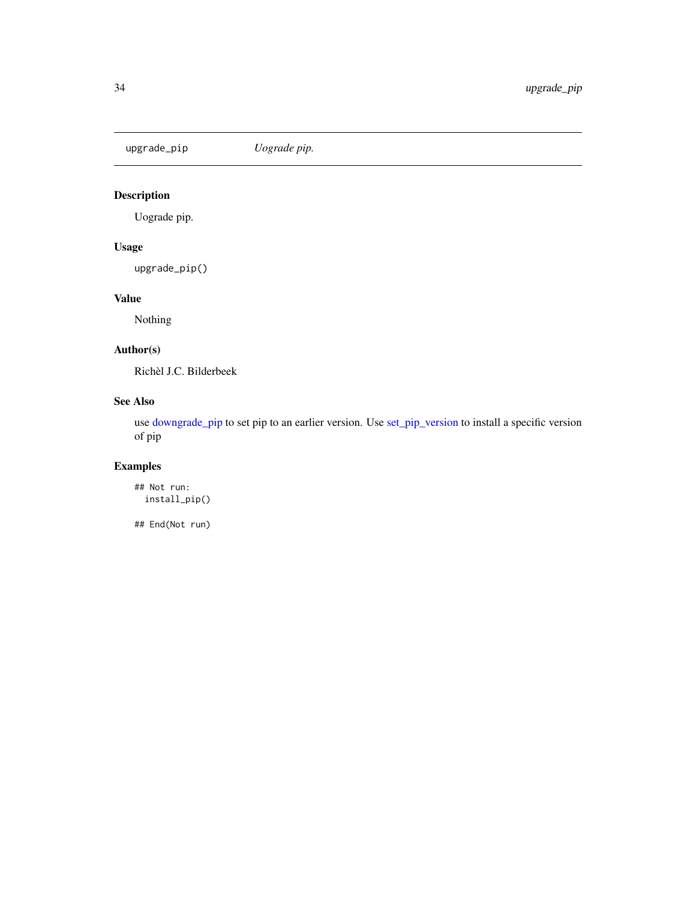# upgrade_pip *Uograde pip.*

## Description

Uograde pip.

## Usage

```
upgrade_pip()
```

## Value

Nothing

## Author(s)

Richèl J.C. Bilderbeek

## See Also

use downgrade_pip to set pip to an earlier version. Use set_pip_version to install a specific version of pip

## Examples

```
## Not run:
  install_pip()

## End(Not run)
```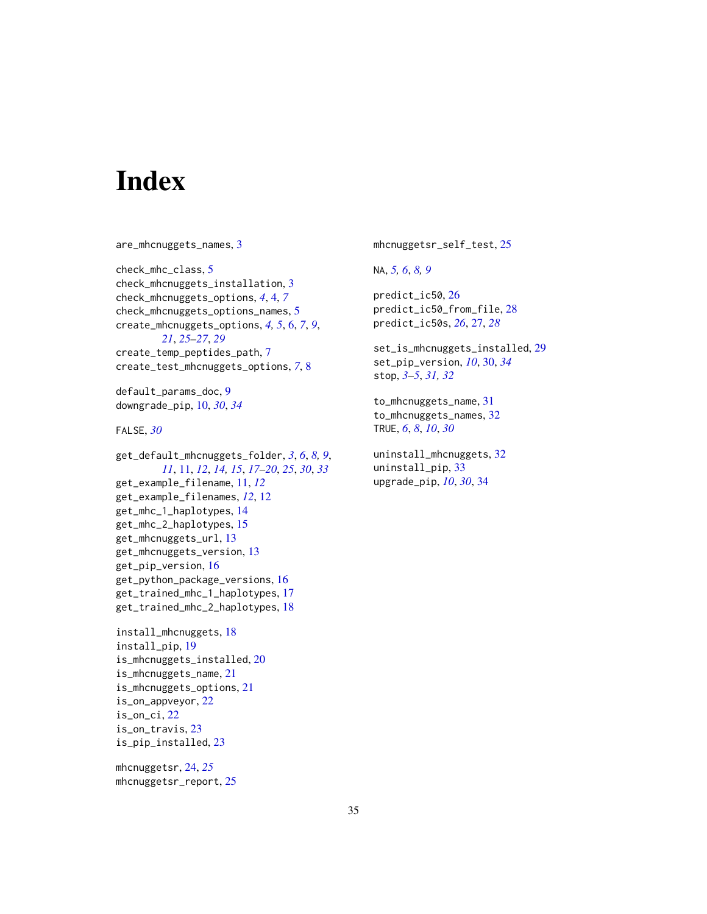# Index

are_mhcnuggets_names, 3

check_mhc_class, 5
check_mhcnuggets_installation, 3
check_mhcnuggets_options, *4*, 4, *7*
check_mhcnuggets_options_names, 5
create_mhcnuggets_options, *4, 5*, 6, *7*, *9*, *21*, *25–27*, *29*
create_temp_peptides_path, 7
create_test_mhcnuggets_options, *7*, 8

default_params_doc, 9
downgrade_pip, 10, *30*, *34*

FALSE, *30*

get_default_mhcnuggets_folder, *3*, *6*, *8, 9*, *11*, 11, *12*, *14, 15*, *17–20*, *25*, *30*, *33*
get_example_filename, 11, *12*
get_example_filenames, *12*, 12
get_mhc_1_haplotypes, 14
get_mhc_2_haplotypes, 15
get_mhcnuggets_url, 13
get_mhcnuggets_version, 13
get_pip_version, 16
get_python_package_versions, 16
get_trained_mhc_1_haplotypes, 17
get_trained_mhc_2_haplotypes, 18

install_mhcnuggets, 18
install_pip, 19
is_mhcnuggets_installed, 20
is_mhcnuggets_name, 21
is_mhcnuggets_options, 21
is_on_appveyor, 22
is_on_ci, 22
is_on_travis, 23
is_pip_installed, 23

mhcnuggetsr, 24, *25*
mhcnuggetsr_report, 25
mhcnuggetsr_self_test, 25

NA, *5, 6*, *8, 9*

predict_ic50, 26
predict_ic50_from_file, 28
predict_ic50s, *26*, 27, *28*

set_is_mhcnuggets_installed, 29
set_pip_version, *10*, 30, *34*
stop, *3–5*, *31, 32*

to_mhcnuggets_name, 31
to_mhcnuggets_names, 32
TRUE, *6*, *8*, *10*, *30*

uninstall_mhcnuggets, 32
uninstall_pip, 33
upgrade_pip, *10*, *30*, 34